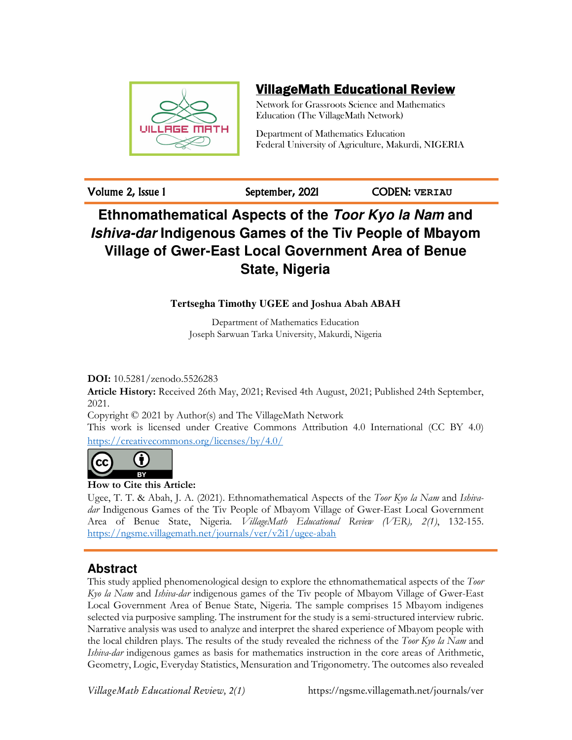**VillageMath Educational Review**

Network for Grassroots Science and Mathematics Education (The VillageMath Network)

Department of Mathematics Education
Federal University of Agriculture, Makurdi, NIGERIA

Volume 2, Issue 1 | September, 2021 | CODEN: VERIAU

# Ethnomathematical Aspects of the *Toor Kyo la Nam* and *Ishiva-dar* Indigenous Games of the Tiv People of Mbayom Village of Gwer-East Local Government Area of Benue State, Nigeria

**Tertsegha Timothy UGEE and Joshua Abah ABAH**

Department of Mathematics Education
Joseph Sarwuan Tarka University, Makurdi, Nigeria

**DOI:** 10.5281/zenodo.5526283

**Article History:** Received 26th May, 2021; Revised 4th August, 2021; Published 24th September, 2021.

Copyright © 2021 by Author(s) and The VillageMath Network

This work is licensed under Creative Commons Attribution 4.0 International (CC BY 4.0) https://creativecommons.org/licenses/by/4.0/

**How to Cite this Article:**

Ugee, T. T. & Abah, J. A. (2021). Ethnomathematical Aspects of the *Toor Kyo la Nam* and *Ishiva-dar* Indigenous Games of the Tiv People of Mbayom Village of Gwer-East Local Government Area of Benue State, Nigeria. *VillageMath Educational Review (VER), 2(1)*, 132-155. https://ngsme.villagemath.net/journals/ver/v2i1/ugee-abah

## Abstract

This study applied phenomenological design to explore the ethnomathematical aspects of the *Toor Kyo la Nam* and *Ishiva-dar* indigenous games of the Tiv people of Mbayom Village of Gwer-East Local Government Area of Benue State, Nigeria. The sample comprises 15 Mbayom indigenes selected via purposive sampling. The instrument for the study is a semi-structured interview rubric. Narrative analysis was used to analyze and interpret the shared experience of Mbayom people with the local children plays. The results of the study revealed the richness of the *Toor Kyo la Nam* and *Ishiva-dar* indigenous games as basis for mathematics instruction in the core areas of Arithmetic, Geometry, Logic, Everyday Statistics, Mensuration and Trigonometry. The outcomes also revealed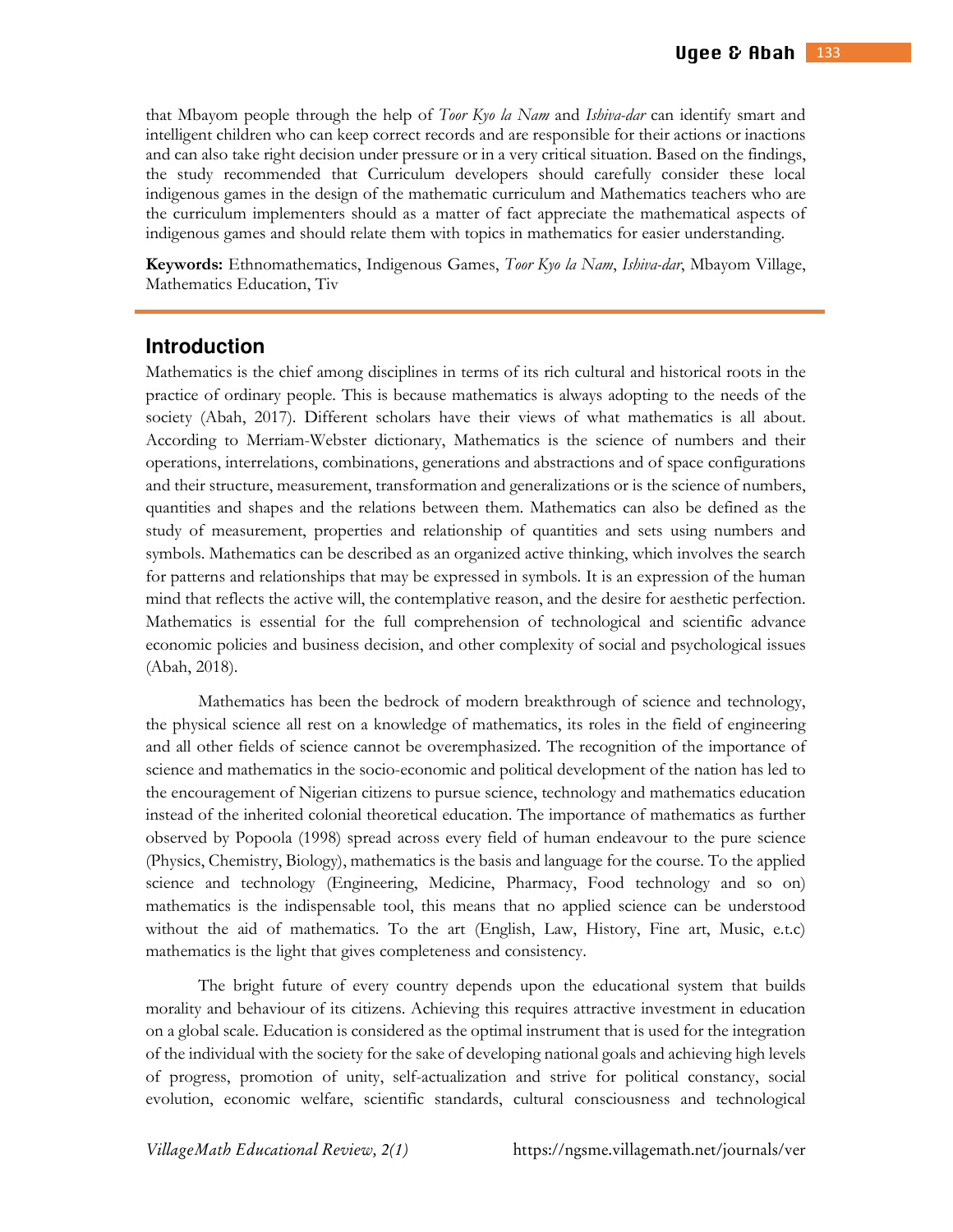that Mbayom people through the help of *Toor Kyo la Nam* and *Ishiva-dar* can identify smart and intelligent children who can keep correct records and are responsible for their actions or inactions and can also take right decision under pressure or in a very critical situation. Based on the findings, the study recommended that Curriculum developers should carefully consider these local indigenous games in the design of the mathematic curriculum and Mathematics teachers who are the curriculum implementers should as a matter of fact appreciate the mathematical aspects of indigenous games and should relate them with topics in mathematics for easier understanding.

**Keywords:** Ethnomathematics, Indigenous Games, *Toor Kyo la Nam*, *Ishiva-dar*, Mbayom Village, Mathematics Education, Tiv

## Introduction

Mathematics is the chief among disciplines in terms of its rich cultural and historical roots in the practice of ordinary people. This is because mathematics is always adopting to the needs of the society (Abah, 2017). Different scholars have their views of what mathematics is all about. According to Merriam-Webster dictionary, Mathematics is the science of numbers and their operations, interrelations, combinations, generations and abstractions and of space configurations and their structure, measurement, transformation and generalizations or is the science of numbers, quantities and shapes and the relations between them. Mathematics can also be defined as the study of measurement, properties and relationship of quantities and sets using numbers and symbols. Mathematics can be described as an organized active thinking, which involves the search for patterns and relationships that may be expressed in symbols. It is an expression of the human mind that reflects the active will, the contemplative reason, and the desire for aesthetic perfection. Mathematics is essential for the full comprehension of technological and scientific advance economic policies and business decision, and other complexity of social and psychological issues (Abah, 2018).

Mathematics has been the bedrock of modern breakthrough of science and technology, the physical science all rest on a knowledge of mathematics, its roles in the field of engineering and all other fields of science cannot be overemphasized. The recognition of the importance of science and mathematics in the socio-economic and political development of the nation has led to the encouragement of Nigerian citizens to pursue science, technology and mathematics education instead of the inherited colonial theoretical education. The importance of mathematics as further observed by Popoola (1998) spread across every field of human endeavour to the pure science (Physics, Chemistry, Biology), mathematics is the basis and language for the course. To the applied science and technology (Engineering, Medicine, Pharmacy, Food technology and so on) mathematics is the indispensable tool, this means that no applied science can be understood without the aid of mathematics. To the art (English, Law, History, Fine art, Music, e.t.c) mathematics is the light that gives completeness and consistency.

The bright future of every country depends upon the educational system that builds morality and behaviour of its citizens. Achieving this requires attractive investment in education on a global scale. Education is considered as the optimal instrument that is used for the integration of the individual with the society for the sake of developing national goals and achieving high levels of progress, promotion of unity, self-actualization and strive for political constancy, social evolution, economic welfare, scientific standards, cultural consciousness and technological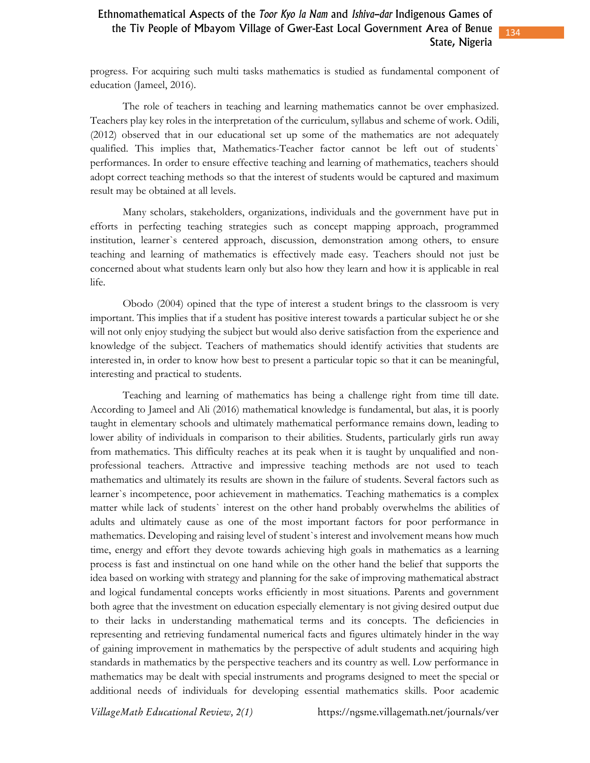progress. For acquiring such multi tasks mathematics is studied as fundamental component of education (Jameel, 2016).

The role of teachers in teaching and learning mathematics cannot be over emphasized. Teachers play key roles in the interpretation of the curriculum, syllabus and scheme of work. Odili, (2012) observed that in our educational set up some of the mathematics are not adequately qualified. This implies that, Mathematics-Teacher factor cannot be left out of students` performances. In order to ensure effective teaching and learning of mathematics, teachers should adopt correct teaching methods so that the interest of students would be captured and maximum result may be obtained at all levels.

Many scholars, stakeholders, organizations, individuals and the government have put in efforts in perfecting teaching strategies such as concept mapping approach, programmed institution, learner`s centered approach, discussion, demonstration among others, to ensure teaching and learning of mathematics is effectively made easy. Teachers should not just be concerned about what students learn only but also how they learn and how it is applicable in real life.

Obodo (2004) opined that the type of interest a student brings to the classroom is very important. This implies that if a student has positive interest towards a particular subject he or she will not only enjoy studying the subject but would also derive satisfaction from the experience and knowledge of the subject. Teachers of mathematics should identify activities that students are interested in, in order to know how best to present a particular topic so that it can be meaningful, interesting and practical to students.

Teaching and learning of mathematics has being a challenge right from time till date. According to Jameel and Ali (2016) mathematical knowledge is fundamental, but alas, it is poorly taught in elementary schools and ultimately mathematical performance remains down, leading to lower ability of individuals in comparison to their abilities. Students, particularly girls run away from mathematics. This difficulty reaches at its peak when it is taught by unqualified and non-professional teachers. Attractive and impressive teaching methods are not used to teach mathematics and ultimately its results are shown in the failure of students. Several factors such as learner`s incompetence, poor achievement in mathematics. Teaching mathematics is a complex matter while lack of students` interest on the other hand probably overwhelms the abilities of adults and ultimately cause as one of the most important factors for poor performance in mathematics. Developing and raising level of student`s interest and involvement means how much time, energy and effort they devote towards achieving high goals in mathematics as a learning process is fast and instinctual on one hand while on the other hand the belief that supports the idea based on working with strategy and planning for the sake of improving mathematical abstract and logical fundamental concepts works efficiently in most situations. Parents and government both agree that the investment on education especially elementary is not giving desired output due to their lacks in understanding mathematical terms and its concepts. The deficiencies in representing and retrieving fundamental numerical facts and figures ultimately hinder in the way of gaining improvement in mathematics by the perspective of adult students and acquiring high standards in mathematics by the perspective teachers and its country as well. Low performance in mathematics may be dealt with special instruments and programs designed to meet the special or additional needs of individuals for developing essential mathematics skills. Poor academic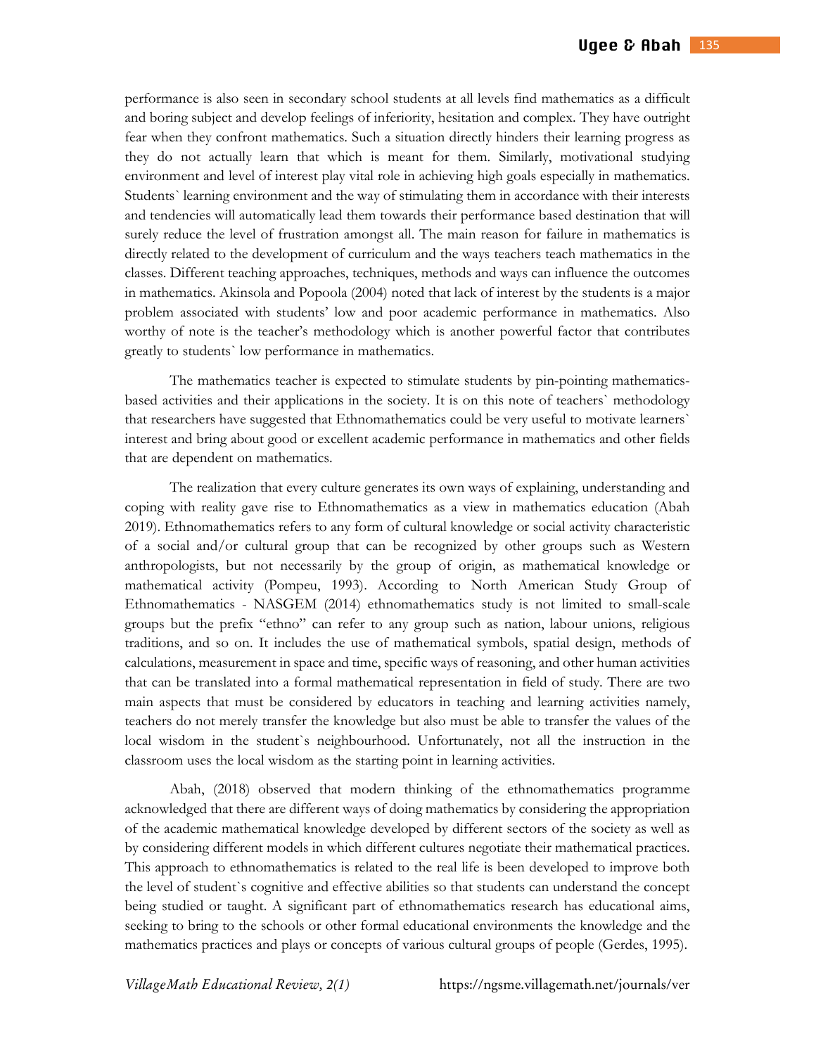performance is also seen in secondary school students at all levels find mathematics as a difficult and boring subject and develop feelings of inferiority, hesitation and complex. They have outright fear when they confront mathematics. Such a situation directly hinders their learning progress as they do not actually learn that which is meant for them. Similarly, motivational studying environment and level of interest play vital role in achieving high goals especially in mathematics. Students` learning environment and the way of stimulating them in accordance with their interests and tendencies will automatically lead them towards their performance based destination that will surely reduce the level of frustration amongst all. The main reason for failure in mathematics is directly related to the development of curriculum and the ways teachers teach mathematics in the classes. Different teaching approaches, techniques, methods and ways can influence the outcomes in mathematics. Akinsola and Popoola (2004) noted that lack of interest by the students is a major problem associated with students' low and poor academic performance in mathematics. Also worthy of note is the teacher's methodology which is another powerful factor that contributes greatly to students` low performance in mathematics.

The mathematics teacher is expected to stimulate students by pin-pointing mathematics-based activities and their applications in the society. It is on this note of teachers` methodology that researchers have suggested that Ethnomathematics could be very useful to motivate learners` interest and bring about good or excellent academic performance in mathematics and other fields that are dependent on mathematics.

The realization that every culture generates its own ways of explaining, understanding and coping with reality gave rise to Ethnomathematics as a view in mathematics education (Abah 2019). Ethnomathematics refers to any form of cultural knowledge or social activity characteristic of a social and/or cultural group that can be recognized by other groups such as Western anthropologists, but not necessarily by the group of origin, as mathematical knowledge or mathematical activity (Pompeu, 1993). According to North American Study Group of Ethnomathematics - NASGEM (2014) ethnomathematics study is not limited to small-scale groups but the prefix "ethno" can refer to any group such as nation, labour unions, religious traditions, and so on. It includes the use of mathematical symbols, spatial design, methods of calculations, measurement in space and time, specific ways of reasoning, and other human activities that can be translated into a formal mathematical representation in field of study. There are two main aspects that must be considered by educators in teaching and learning activities namely, teachers do not merely transfer the knowledge but also must be able to transfer the values of the local wisdom in the student`s neighbourhood. Unfortunately, not all the instruction in the classroom uses the local wisdom as the starting point in learning activities.

Abah, (2018) observed that modern thinking of the ethnomathematics programme acknowledged that there are different ways of doing mathematics by considering the appropriation of the academic mathematical knowledge developed by different sectors of the society as well as by considering different models in which different cultures negotiate their mathematical practices. This approach to ethnomathematics is related to the real life is been developed to improve both the level of student`s cognitive and effective abilities so that students can understand the concept being studied or taught. A significant part of ethnomathematics research has educational aims, seeking to bring to the schools or other formal educational environments the knowledge and the mathematics practices and plays or concepts of various cultural groups of people (Gerdes, 1995).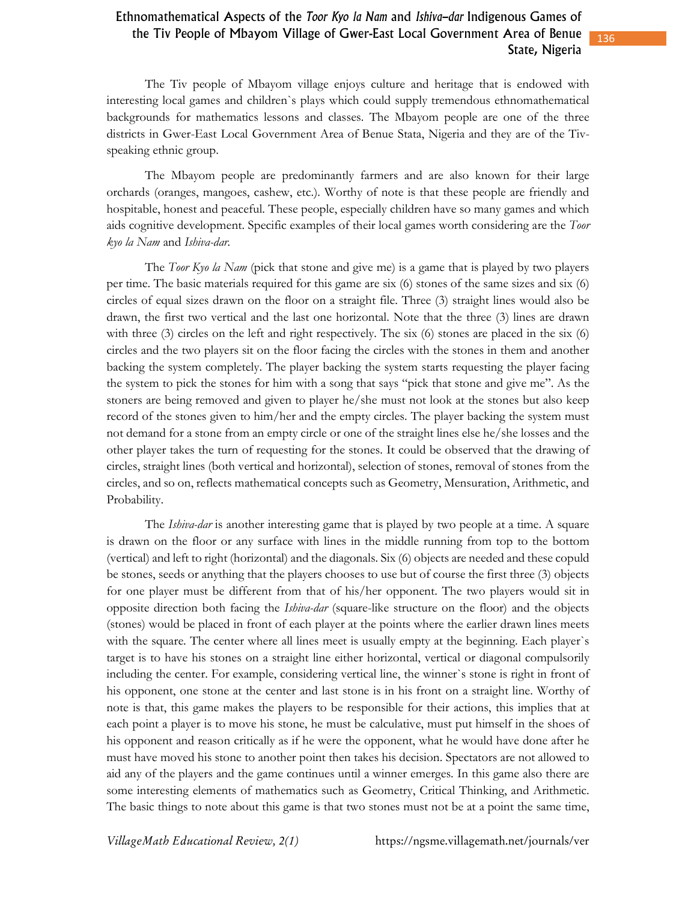The Tiv people of Mbayom village enjoys culture and heritage that is endowed with interesting local games and children`s plays which could supply tremendous ethnomathematical backgrounds for mathematics lessons and classes. The Mbayom people are one of the three districts in Gwer-East Local Government Area of Benue Stata, Nigeria and they are of the Tiv-speaking ethnic group.

The Mbayom people are predominantly farmers and are also known for their large orchards (oranges, mangoes, cashew, etc.). Worthy of note is that these people are friendly and hospitable, honest and peaceful. These people, especially children have so many games and which aids cognitive development. Specific examples of their local games worth considering are the *Toor kyo la Nam* and *Ishiva-dar*.

The *Toor Kyo la Nam* (pick that stone and give me) is a game that is played by two players per time. The basic materials required for this game are six (6) stones of the same sizes and six (6) circles of equal sizes drawn on the floor on a straight file. Three (3) straight lines would also be drawn, the first two vertical and the last one horizontal. Note that the three (3) lines are drawn with three (3) circles on the left and right respectively. The six (6) stones are placed in the six (6) circles and the two players sit on the floor facing the circles with the stones in them and another backing the system completely. The player backing the system starts requesting the player facing the system to pick the stones for him with a song that says "pick that stone and give me". As the stoners are being removed and given to player he/she must not look at the stones but also keep record of the stones given to him/her and the empty circles. The player backing the system must not demand for a stone from an empty circle or one of the straight lines else he/she losses and the other player takes the turn of requesting for the stones. It could be observed that the drawing of circles, straight lines (both vertical and horizontal), selection of stones, removal of stones from the circles, and so on, reflects mathematical concepts such as Geometry, Mensuration, Arithmetic, and Probability.

The *Ishiva-dar* is another interesting game that is played by two people at a time. A square is drawn on the floor or any surface with lines in the middle running from top to the bottom (vertical) and left to right (horizontal) and the diagonals. Six (6) objects are needed and these copuld be stones, seeds or anything that the players chooses to use but of course the first three (3) objects for one player must be different from that of his/her opponent. The two players would sit in opposite direction both facing the *Ishiva-dar* (square-like structure on the floor) and the objects (stones) would be placed in front of each player at the points where the earlier drawn lines meets with the square. The center where all lines meet is usually empty at the beginning. Each player`s target is to have his stones on a straight line either horizontal, vertical or diagonal compulsorily including the center. For example, considering vertical line, the winner`s stone is right in front of his opponent, one stone at the center and last stone is in his front on a straight line. Worthy of note is that, this game makes the players to be responsible for their actions, this implies that at each point a player is to move his stone, he must be calculative, must put himself in the shoes of his opponent and reason critically as if he were the opponent, what he would have done after he must have moved his stone to another point then takes his decision. Spectators are not allowed to aid any of the players and the game continues until a winner emerges. In this game also there are some interesting elements of mathematics such as Geometry, Critical Thinking, and Arithmetic. The basic things to note about this game is that two stones must not be at a point the same time,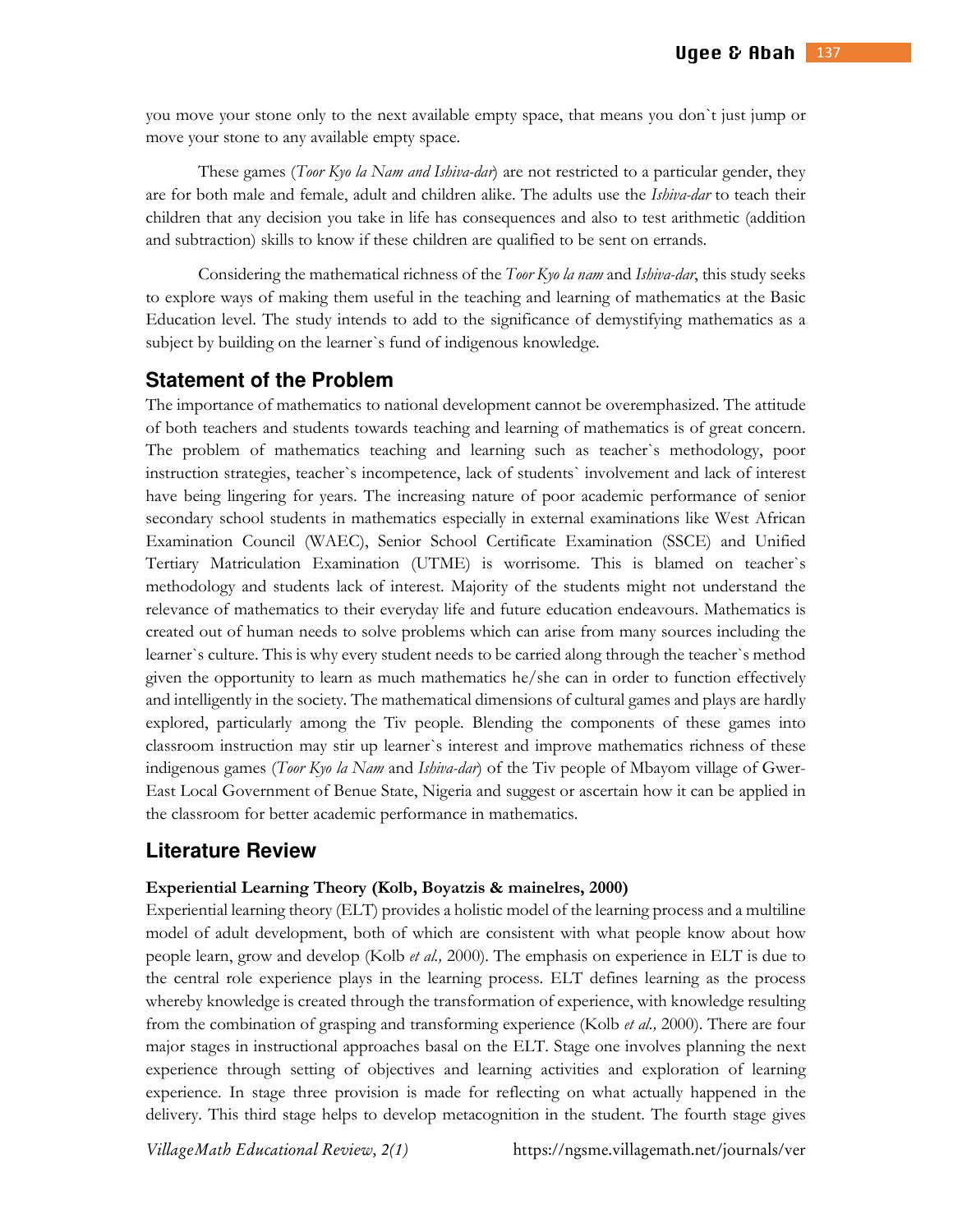you move your stone only to the next available empty space, that means you don`t just jump or move your stone to any available empty space.

These games (*Toor Kyo la Nam and Ishiva-dar*) are not restricted to a particular gender, they are for both male and female, adult and children alike. The adults use the *Ishiva-dar* to teach their children that any decision you take in life has consequences and also to test arithmetic (addition and subtraction) skills to know if these children are qualified to be sent on errands.

Considering the mathematical richness of the *Toor Kyo la nam* and *Ishiva-dar*, this study seeks to explore ways of making them useful in the teaching and learning of mathematics at the Basic Education level. The study intends to add to the significance of demystifying mathematics as a subject by building on the learner`s fund of indigenous knowledge.

## Statement of the Problem

The importance of mathematics to national development cannot be overemphasized. The attitude of both teachers and students towards teaching and learning of mathematics is of great concern. The problem of mathematics teaching and learning such as teacher`s methodology, poor instruction strategies, teacher`s incompetence, lack of students` involvement and lack of interest have being lingering for years. The increasing nature of poor academic performance of senior secondary school students in mathematics especially in external examinations like West African Examination Council (WAEC), Senior School Certificate Examination (SSCE) and Unified Tertiary Matriculation Examination (UTME) is worrisome. This is blamed on teacher`s methodology and students lack of interest. Majority of the students might not understand the relevance of mathematics to their everyday life and future education endeavours. Mathematics is created out of human needs to solve problems which can arise from many sources including the learner`s culture. This is why every student needs to be carried along through the teacher`s method given the opportunity to learn as much mathematics he/she can in order to function effectively and intelligently in the society. The mathematical dimensions of cultural games and plays are hardly explored, particularly among the Tiv people. Blending the components of these games into classroom instruction may stir up learner`s interest and improve mathematics richness of these indigenous games (*Toor Kyo la Nam* and *Ishiva-dar*) of the Tiv people of Mbayom village of Gwer-East Local Government of Benue State, Nigeria and suggest or ascertain how it can be applied in the classroom for better academic performance in mathematics.

## Literature Review

### Experiential Learning Theory (Kolb, Boyatzis & mainelres, 2000)

Experiential learning theory (ELT) provides a holistic model of the learning process and a multiline model of adult development, both of which are consistent with what people know about how people learn, grow and develop (Kolb *et al.,* 2000). The emphasis on experience in ELT is due to the central role experience plays in the learning process. ELT defines learning as the process whereby knowledge is created through the transformation of experience, with knowledge resulting from the combination of grasping and transforming experience (Kolb *et al.,* 2000). There are four major stages in instructional approaches basal on the ELT. Stage one involves planning the next experience through setting of objectives and learning activities and exploration of learning experience. In stage three provision is made for reflecting on what actually happened in the delivery. This third stage helps to develop metacognition in the student. The fourth stage gives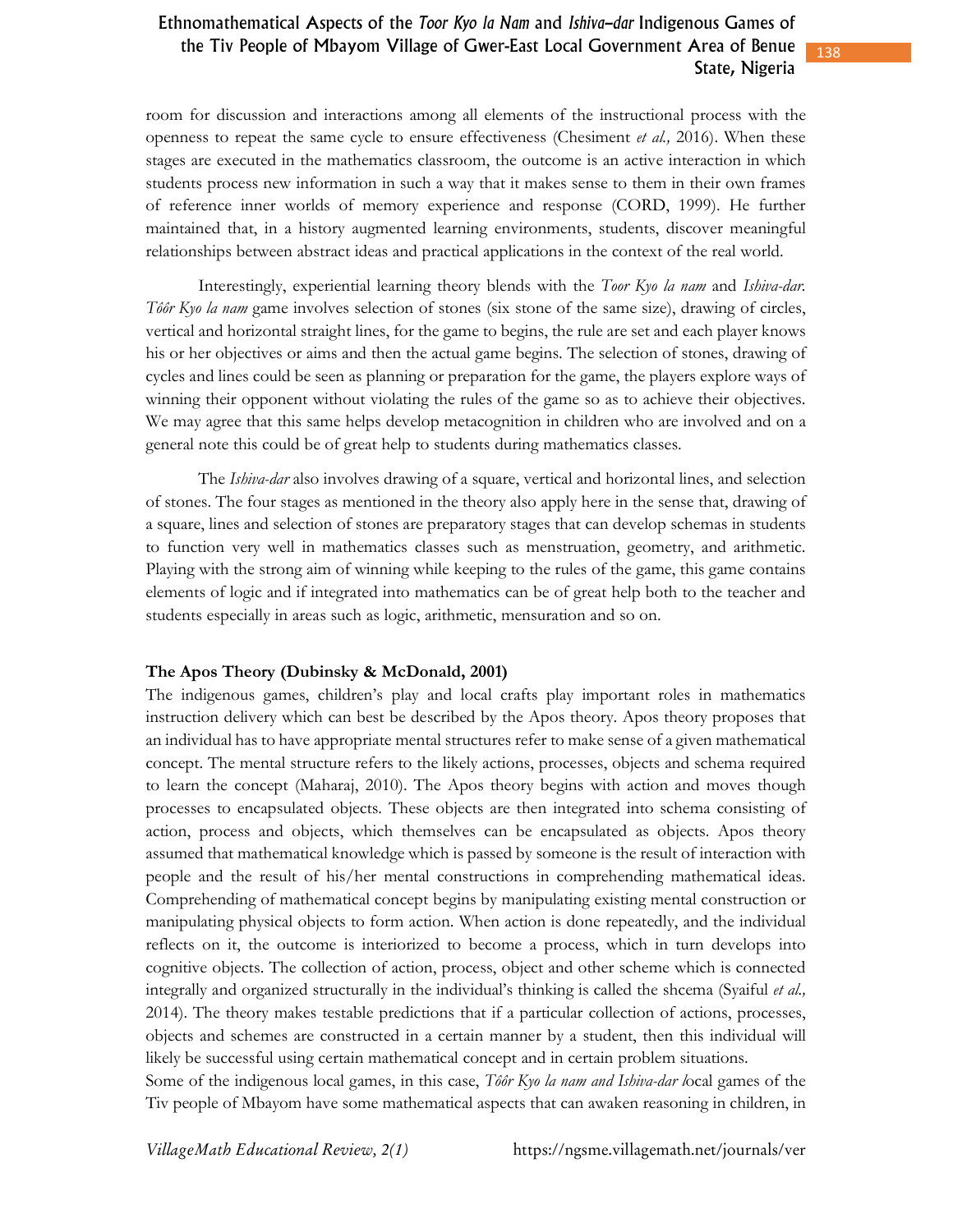room for discussion and interactions among all elements of the instructional process with the openness to repeat the same cycle to ensure effectiveness (Chesiment *et al.,* 2016). When these stages are executed in the mathematics classroom, the outcome is an active interaction in which students process new information in such a way that it makes sense to them in their own frames of reference inner worlds of memory experience and response (CORD, 1999). He further maintained that, in a history augmented learning environments, students, discover meaningful relationships between abstract ideas and practical applications in the context of the real world.

Interestingly, experiential learning theory blends with the *Toor Kyo la nam* and *Ishiva-dar*. *Tôôr Kyo la nam* game involves selection of stones (six stone of the same size), drawing of circles, vertical and horizontal straight lines, for the game to begins, the rule are set and each player knows his or her objectives or aims and then the actual game begins. The selection of stones, drawing of cycles and lines could be seen as planning or preparation for the game, the players explore ways of winning their opponent without violating the rules of the game so as to achieve their objectives. We may agree that this same helps develop metacognition in children who are involved and on a general note this could be of great help to students during mathematics classes.

The *Ishiva-dar* also involves drawing of a square, vertical and horizontal lines, and selection of stones. The four stages as mentioned in the theory also apply here in the sense that, drawing of a square, lines and selection of stones are preparatory stages that can develop schemas in students to function very well in mathematics classes such as menstruation, geometry, and arithmetic. Playing with the strong aim of winning while keeping to the rules of the game, this game contains elements of logic and if integrated into mathematics can be of great help both to the teacher and students especially in areas such as logic, arithmetic, mensuration and so on.

**The Apos Theory (Dubinsky & McDonald, 2001)**

The indigenous games, children's play and local crafts play important roles in mathematics instruction delivery which can best be described by the Apos theory. Apos theory proposes that an individual has to have appropriate mental structures refer to make sense of a given mathematical concept. The mental structure refers to the likely actions, processes, objects and schema required to learn the concept (Maharaj, 2010). The Apos theory begins with action and moves though processes to encapsulated objects. These objects are then integrated into schema consisting of action, process and objects, which themselves can be encapsulated as objects. Apos theory assumed that mathematical knowledge which is passed by someone is the result of interaction with people and the result of his/her mental constructions in comprehending mathematical ideas. Comprehending of mathematical concept begins by manipulating existing mental construction or manipulating physical objects to form action. When action is done repeatedly, and the individual reflects on it, the outcome is interiorized to become a process, which in turn develops into cognitive objects. The collection of action, process, object and other scheme which is connected integrally and organized structurally in the individual's thinking is called the shcema (Syaiful *et al.,* 2014). The theory makes testable predictions that if a particular collection of actions, processes, objects and schemes are constructed in a certain manner by a student, then this individual will likely be successful using certain mathematical concept and in certain problem situations.

Some of the indigenous local games, in this case, *Tôôr Kyo la nam and Ishiva-dar l*ocal games of the Tiv people of Mbayom have some mathematical aspects that can awaken reasoning in children, in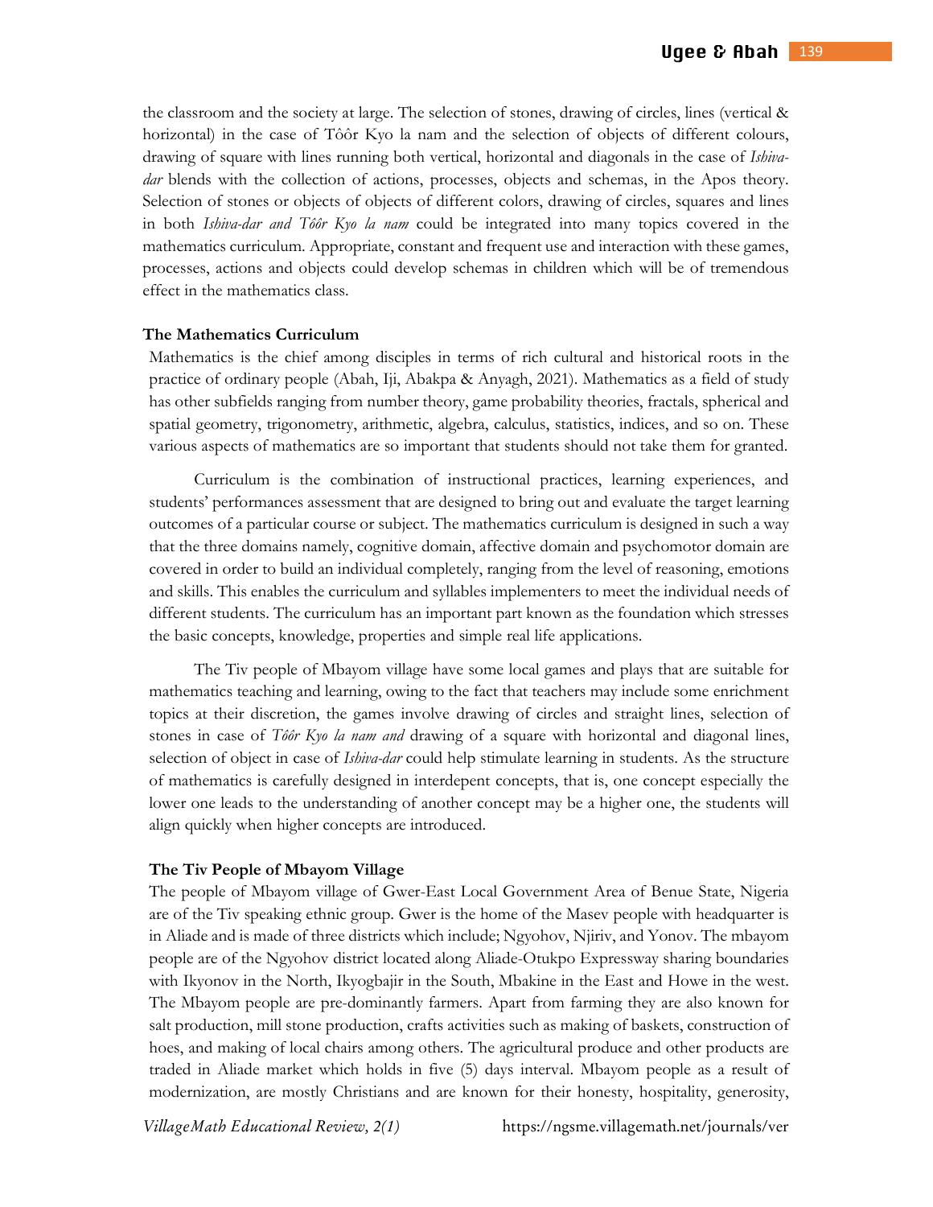the classroom and the society at large. The selection of stones, drawing of circles, lines (vertical & horizontal) in the case of Tôôr Kyo la nam and the selection of objects of different colours, drawing of square with lines running both vertical, horizontal and diagonals in the case of *Ishiva-dar* blends with the collection of actions, processes, objects and schemas, in the Apos theory. Selection of stones or objects of objects of different colors, drawing of circles, squares and lines in both *Ishiva-dar and Tôôr Kyo la nam* could be integrated into many topics covered in the mathematics curriculum. Appropriate, constant and frequent use and interaction with these games, processes, actions and objects could develop schemas in children which will be of tremendous effect in the mathematics class.

### The Mathematics Curriculum

Mathematics is the chief among disciples in terms of rich cultural and historical roots in the practice of ordinary people (Abah, Iji, Abakpa & Anyagh, 2021). Mathematics as a field of study has other subfields ranging from number theory, game probability theories, fractals, spherical and spatial geometry, trigonometry, arithmetic, algebra, calculus, statistics, indices, and so on. These various aspects of mathematics are so important that students should not take them for granted.

Curriculum is the combination of instructional practices, learning experiences, and students' performances assessment that are designed to bring out and evaluate the target learning outcomes of a particular course or subject. The mathematics curriculum is designed in such a way that the three domains namely, cognitive domain, affective domain and psychomotor domain are covered in order to build an individual completely, ranging from the level of reasoning, emotions and skills. This enables the curriculum and syllables implementers to meet the individual needs of different students. The curriculum has an important part known as the foundation which stresses the basic concepts, knowledge, properties and simple real life applications.

The Tiv people of Mbayom village have some local games and plays that are suitable for mathematics teaching and learning, owing to the fact that teachers may include some enrichment topics at their discretion, the games involve drawing of circles and straight lines, selection of stones in case of *Tôôr Kyo la nam and* drawing of a square with horizontal and diagonal lines, selection of object in case of *Ishiva-dar* could help stimulate learning in students. As the structure of mathematics is carefully designed in interdepent concepts, that is, one concept especially the lower one leads to the understanding of another concept may be a higher one, the students will align quickly when higher concepts are introduced.

### The Tiv People of Mbayom Village

The people of Mbayom village of Gwer-East Local Government Area of Benue State, Nigeria are of the Tiv speaking ethnic group. Gwer is the home of the Masev people with headquarter is in Aliade and is made of three districts which include; Ngyohov, Njiriv, and Yonov. The mbayom people are of the Ngyohov district located along Aliade-Otukpo Expressway sharing boundaries with Ikyonov in the North, Ikyogbajir in the South, Mbakine in the East and Howe in the west. The Mbayom people are pre-dominantly farmers. Apart from farming they are also known for salt production, mill stone production, crafts activities such as making of baskets, construction of hoes, and making of local chairs among others. The agricultural produce and other products are traded in Aliade market which holds in five (5) days interval. Mbayom people as a result of modernization, are mostly Christians and are known for their honesty, hospitality, generosity,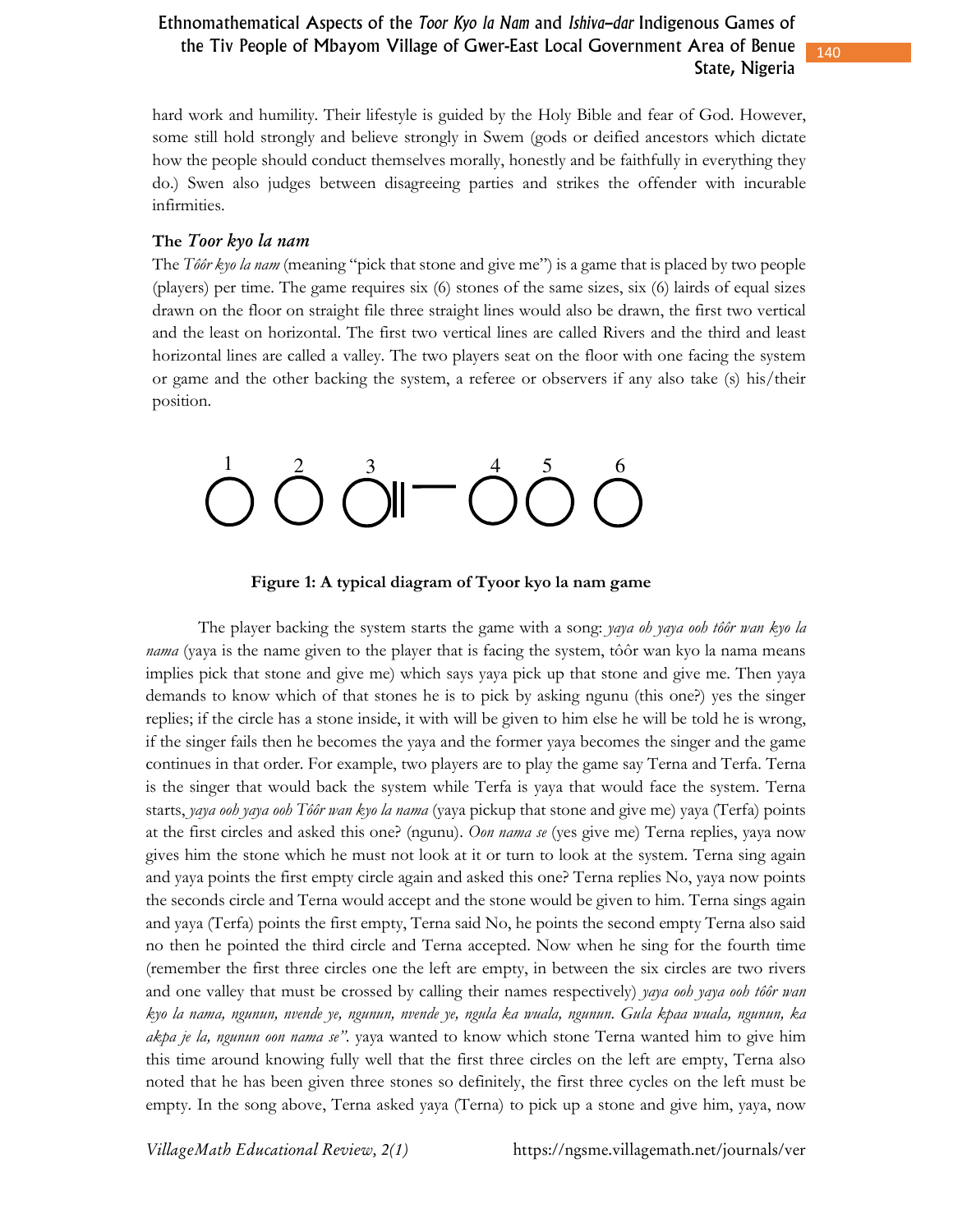hard work and humility. Their lifestyle is guided by the Holy Bible and fear of God. However, some still hold strongly and believe strongly in Swem (gods or deified ancestors which dictate how the people should conduct themselves morally, honestly and be faithfully in everything they do.) Swen also judges between disagreeing parties and strikes the offender with incurable infirmities.

### The *Toor kyo la nam*

The *Tôôr kyo la nam* (meaning "pick that stone and give me") is a game that is placed by two people (players) per time. The game requires six (6) stones of the same sizes, six (6) lairds of equal sizes drawn on the floor on straight file three straight lines would also be drawn, the first two vertical and the least on horizontal. The first two vertical lines are called Rivers and the third and least horizontal lines are called a valley. The two players seat on the floor with one facing the system or game and the other backing the system, a referee or observers if any also take (s) his/their position.

**Figure 1: A typical diagram of Tyoor kyo la nam game**

The player backing the system starts the game with a song: *yaya oh yaya ooh tôôr wan kyo la nama* (yaya is the name given to the player that is facing the system, tôôr wan kyo la nama means implies pick that stone and give me) which says yaya pick up that stone and give me. Then yaya demands to know which of that stones he is to pick by asking ngunu (this one?) yes the singer replies; if the circle has a stone inside, it with will be given to him else he will be told he is wrong, if the singer fails then he becomes the yaya and the former yaya becomes the singer and the game continues in that order. For example, two players are to play the game say Terna and Terfa. Terna is the singer that would back the system while Terfa is yaya that would face the system. Terna starts, *yaya ooh yaya ooh Tôôr wan kyo la nama* (yaya pickup that stone and give me) yaya (Terfa) points at the first circles and asked this one? (ngunu). *Oon nama se* (yes give me) Terna replies, yaya now gives him the stone which he must not look at it or turn to look at the system. Terna sing again and yaya points the first empty circle again and asked this one? Terna replies No, yaya now points the seconds circle and Terna would accept and the stone would be given to him. Terna sings again and yaya (Terfa) points the first empty, Terna said No, he points the second empty Terna also said no then he pointed the third circle and Terna accepted. Now when he sing for the fourth time (remember the first three circles one the left are empty, in between the six circles are two rivers and one valley that must be crossed by calling their names respectively) *yaya ooh yaya ooh tôôr wan kyo la nama, ngunun, nvende ye, ngunun, nvende ye, ngula ka wuala, ngunun. Gula kpaa wuala, ngunun, ka akpa je la, ngunun oon nama se".* yaya wanted to know which stone Terna wanted him to give him this time around knowing fully well that the first three circles on the left are empty, Terna also noted that he has been given three stones so definitely, the first three cycles on the left must be empty. In the song above, Terna asked yaya (Terna) to pick up a stone and give him, yaya, now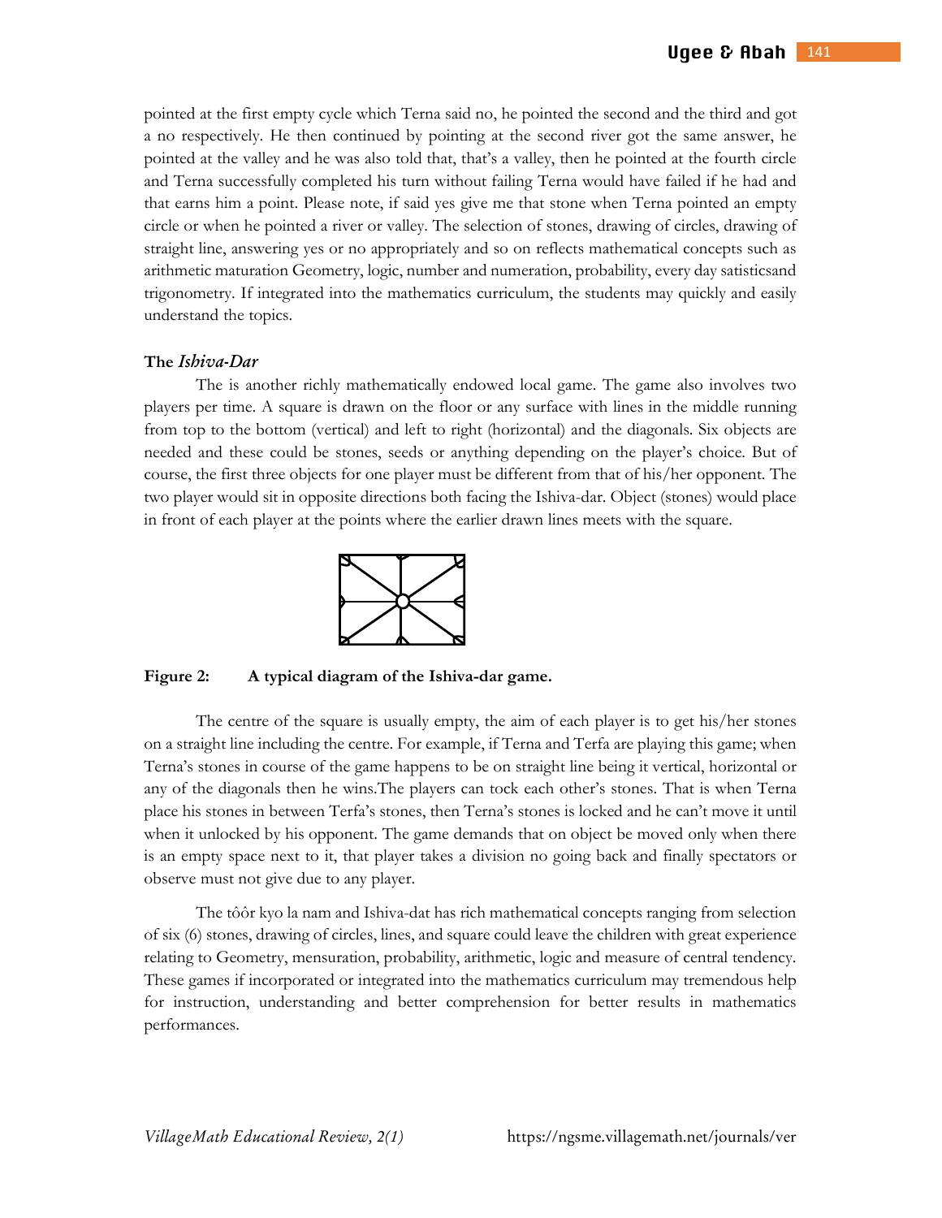pointed at the first empty cycle which Terna said no, he pointed the second and the third and got a no respectively. He then continued by pointing at the second river got the same answer, he pointed at the valley and he was also told that, that's a valley, then he pointed at the fourth circle and Terna successfully completed his turn without failing Terna would have failed if he had and that earns him a point. Please note, if said yes give me that stone when Terna pointed an empty circle or when he pointed a river or valley. The selection of stones, drawing of circles, drawing of straight line, answering yes or no appropriately and so on reflects mathematical concepts such as arithmetic maturation Geometry, logic, number and numeration, probability, every day satisticsand trigonometry. If integrated into the mathematics curriculum, the students may quickly and easily understand the topics.

### The *Ishiva-Dar*

The is another richly mathematically endowed local game. The game also involves two players per time. A square is drawn on the floor or any surface with lines in the middle running from top to the bottom (vertical) and left to right (horizontal) and the diagonals. Six objects are needed and these could be stones, seeds or anything depending on the player's choice. But of course, the first three objects for one player must be different from that of his/her opponent. The two player would sit in opposite directions both facing the Ishiva-dar. Object (stones) would place in front of each player at the points where the earlier drawn lines meets with the square.

**Figure 2: A typical diagram of the Ishiva-dar game.**

The centre of the square is usually empty, the aim of each player is to get his/her stones on a straight line including the centre. For example, if Terna and Terfa are playing this game; when Terna's stones in course of the game happens to be on straight line being it vertical, horizontal or any of the diagonals then he wins.The players can tock each other's stones. That is when Terna place his stones in between Terfa's stones, then Terna's stones is locked and he can't move it until when it unlocked by his opponent. The game demands that on object be moved only when there is an empty space next to it, that player takes a division no going back and finally spectators or observe must not give due to any player.

The tôôr kyo la nam and Ishiva-dat has rich mathematical concepts ranging from selection of six (6) stones, drawing of circles, lines, and square could leave the children with great experience relating to Geometry, mensuration, probability, arithmetic, logic and measure of central tendency. These games if incorporated or integrated into the mathematics curriculum may tremendous help for instruction, understanding and better comprehension for better results in mathematics performances.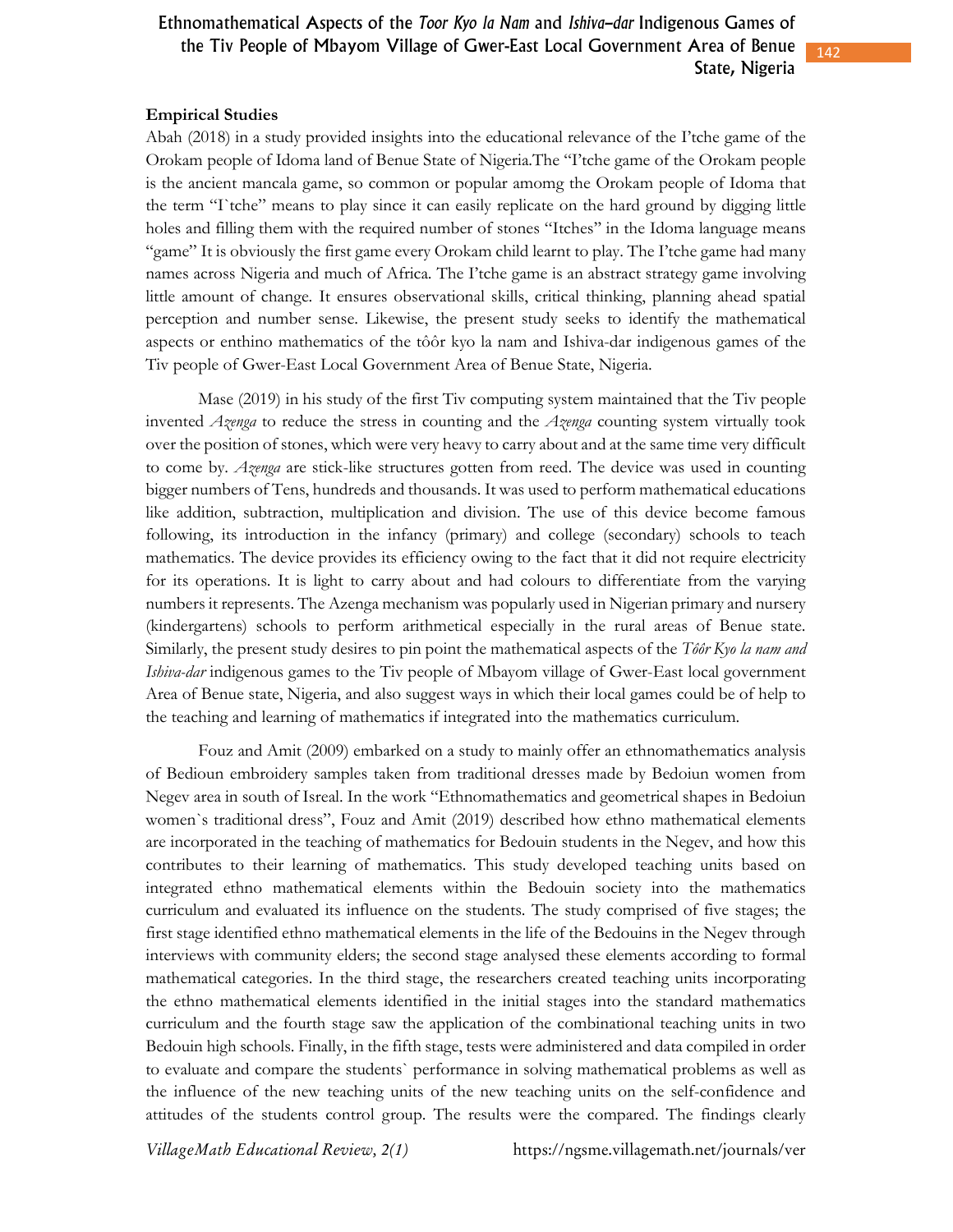### Empirical Studies

Abah (2018) in a study provided insights into the educational relevance of the I'tche game of the Orokam people of Idoma land of Benue State of Nigeria.The "I'tche game of the Orokam people is the ancient mancala game, so common or popular amomg the Orokam people of Idoma that the term "I`tche" means to play since it can easily replicate on the hard ground by digging little holes and filling them with the required number of stones "Itches" in the Idoma language means "game" It is obviously the first game every Orokam child learnt to play. The I'tche game had many names across Nigeria and much of Africa. The I'tche game is an abstract strategy game involving little amount of change. It ensures observational skills, critical thinking, planning ahead spatial perception and number sense. Likewise, the present study seeks to identify the mathematical aspects or enthino mathematics of the tôôr kyo la nam and Ishiva-dar indigenous games of the Tiv people of Gwer-East Local Government Area of Benue State, Nigeria.

Mase (2019) in his study of the first Tiv computing system maintained that the Tiv people invented *Azenga* to reduce the stress in counting and the *Azenga* counting system virtually took over the position of stones, which were very heavy to carry about and at the same time very difficult to come by. *Azenga* are stick-like structures gotten from reed. The device was used in counting bigger numbers of Tens, hundreds and thousands. It was used to perform mathematical educations like addition, subtraction, multiplication and division. The use of this device become famous following, its introduction in the infancy (primary) and college (secondary) schools to teach mathematics. The device provides its efficiency owing to the fact that it did not require electricity for its operations. It is light to carry about and had colours to differentiate from the varying numbers it represents. The Azenga mechanism was popularly used in Nigerian primary and nursery (kindergartens) schools to perform arithmetical especially in the rural areas of Benue state. Similarly, the present study desires to pin point the mathematical aspects of the *Tôôr Kyo la nam and Ishiva-dar* indigenous games to the Tiv people of Mbayom village of Gwer-East local government Area of Benue state, Nigeria, and also suggest ways in which their local games could be of help to the teaching and learning of mathematics if integrated into the mathematics curriculum.

Fouz and Amit (2009) embarked on a study to mainly offer an ethnomathematics analysis of Bedioun embroidery samples taken from traditional dresses made by Bedoiun women from Negev area in south of Isreal. In the work "Ethnomathematics and geometrical shapes in Bedoiun women`s traditional dress", Fouz and Amit (2019) described how ethno mathematical elements are incorporated in the teaching of mathematics for Bedouin students in the Negev, and how this contributes to their learning of mathematics. This study developed teaching units based on integrated ethno mathematical elements within the Bedouin society into the mathematics curriculum and evaluated its influence on the students. The study comprised of five stages; the first stage identified ethno mathematical elements in the life of the Bedouins in the Negev through interviews with community elders; the second stage analysed these elements according to formal mathematical categories. In the third stage, the researchers created teaching units incorporating the ethno mathematical elements identified in the initial stages into the standard mathematics curriculum and the fourth stage saw the application of the combinational teaching units in two Bedouin high schools. Finally, in the fifth stage, tests were administered and data compiled in order to evaluate and compare the students` performance in solving mathematical problems as well as the influence of the new teaching units of the new teaching units on the self-confidence and attitudes of the students control group. The results were the compared. The findings clearly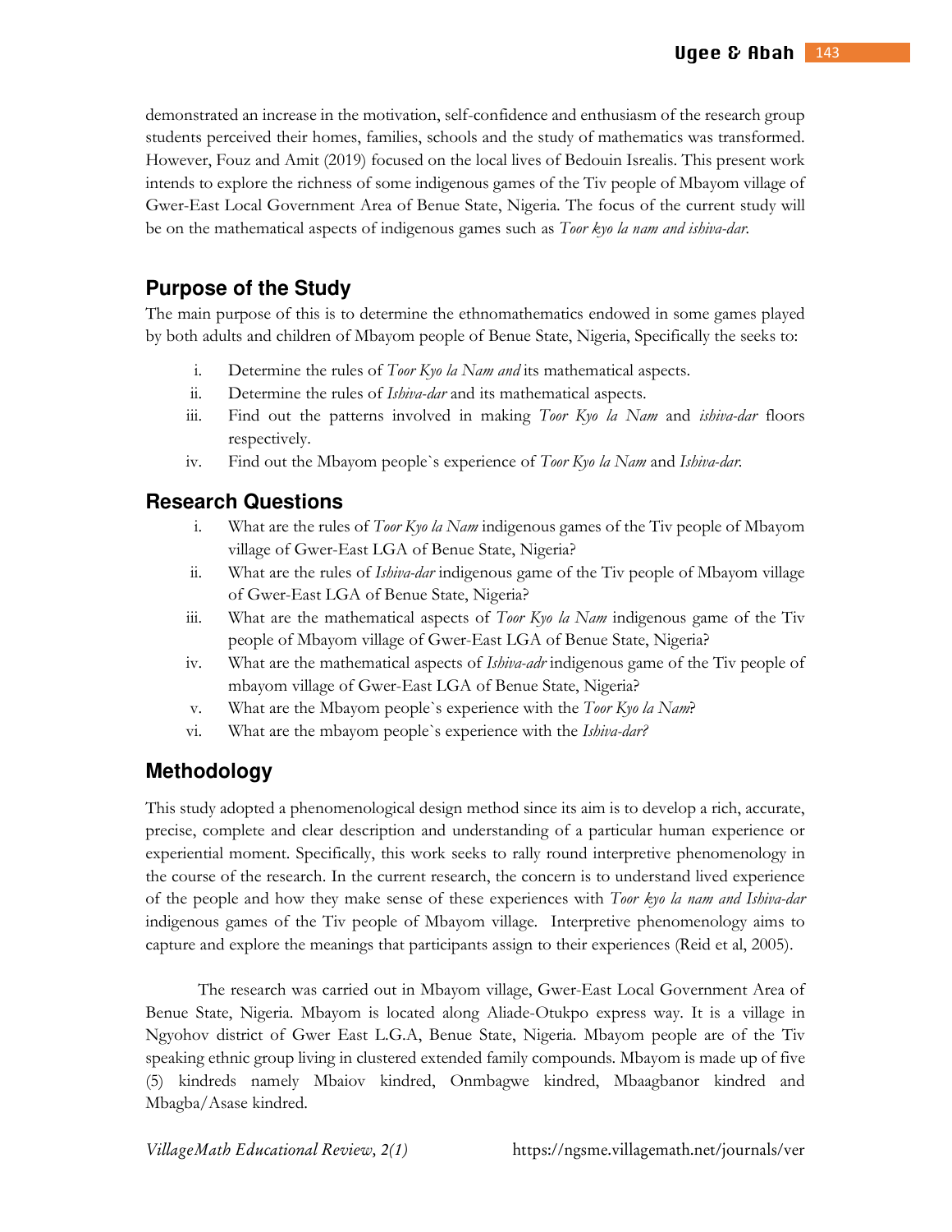demonstrated an increase in the motivation, self-confidence and enthusiasm of the research group students perceived their homes, families, schools and the study of mathematics was transformed. However, Fouz and Amit (2019) focused on the local lives of Bedouin Isrealis. This present work intends to explore the richness of some indigenous games of the Tiv people of Mbayom village of Gwer-East Local Government Area of Benue State, Nigeria. The focus of the current study will be on the mathematical aspects of indigenous games such as *Toor kyo la nam and ishiva-dar*.

## Purpose of the Study

The main purpose of this is to determine the ethnomathematics endowed in some games played by both adults and children of Mbayom people of Benue State, Nigeria, Specifically the seeks to:

i. Determine the rules of *Toor Kyo la Nam and* its mathematical aspects.
ii. Determine the rules of *Ishiva-dar* and its mathematical aspects.
iii. Find out the patterns involved in making *Toor Kyo la Nam* and *ishiva-dar* floors respectively.
iv. Find out the Mbayom people`s experience of *Toor Kyo la Nam* and *Ishiva-dar*.

## Research Questions

i. What are the rules of *Toor Kyo la Nam* indigenous games of the Tiv people of Mbayom village of Gwer-East LGA of Benue State, Nigeria?
ii. What are the rules of *Ishiva-dar* indigenous game of the Tiv people of Mbayom village of Gwer-East LGA of Benue State, Nigeria?
iii. What are the mathematical aspects of *Toor Kyo la Nam* indigenous game of the Tiv people of Mbayom village of Gwer-East LGA of Benue State, Nigeria?
iv. What are the mathematical aspects of *Ishiva-adr* indigenous game of the Tiv people of mbayom village of Gwer-East LGA of Benue State, Nigeria?
v. What are the Mbayom people`s experience with the *Toor Kyo la Nam*?
vi. What are the mbayom people`s experience with the *Ishiva-dar?*

## Methodology

This study adopted a phenomenological design method since its aim is to develop a rich, accurate, precise, complete and clear description and understanding of a particular human experience or experiential moment. Specifically, this work seeks to rally round interpretive phenomenology in the course of the research. In the current research, the concern is to understand lived experience of the people and how they make sense of these experiences with *Toor kyo la nam and Ishiva-dar* indigenous games of the Tiv people of Mbayom village. Interpretive phenomenology aims to capture and explore the meanings that participants assign to their experiences (Reid et al, 2005).

The research was carried out in Mbayom village, Gwer-East Local Government Area of Benue State, Nigeria. Mbayom is located along Aliade-Otukpo express way. It is a village in Ngyohov district of Gwer East L.G.A, Benue State, Nigeria. Mbayom people are of the Tiv speaking ethnic group living in clustered extended family compounds. Mbayom is made up of five (5) kindreds namely Mbaiov kindred, Onmbagwe kindred, Mbaagbanor kindred and Mbagba/Asase kindred.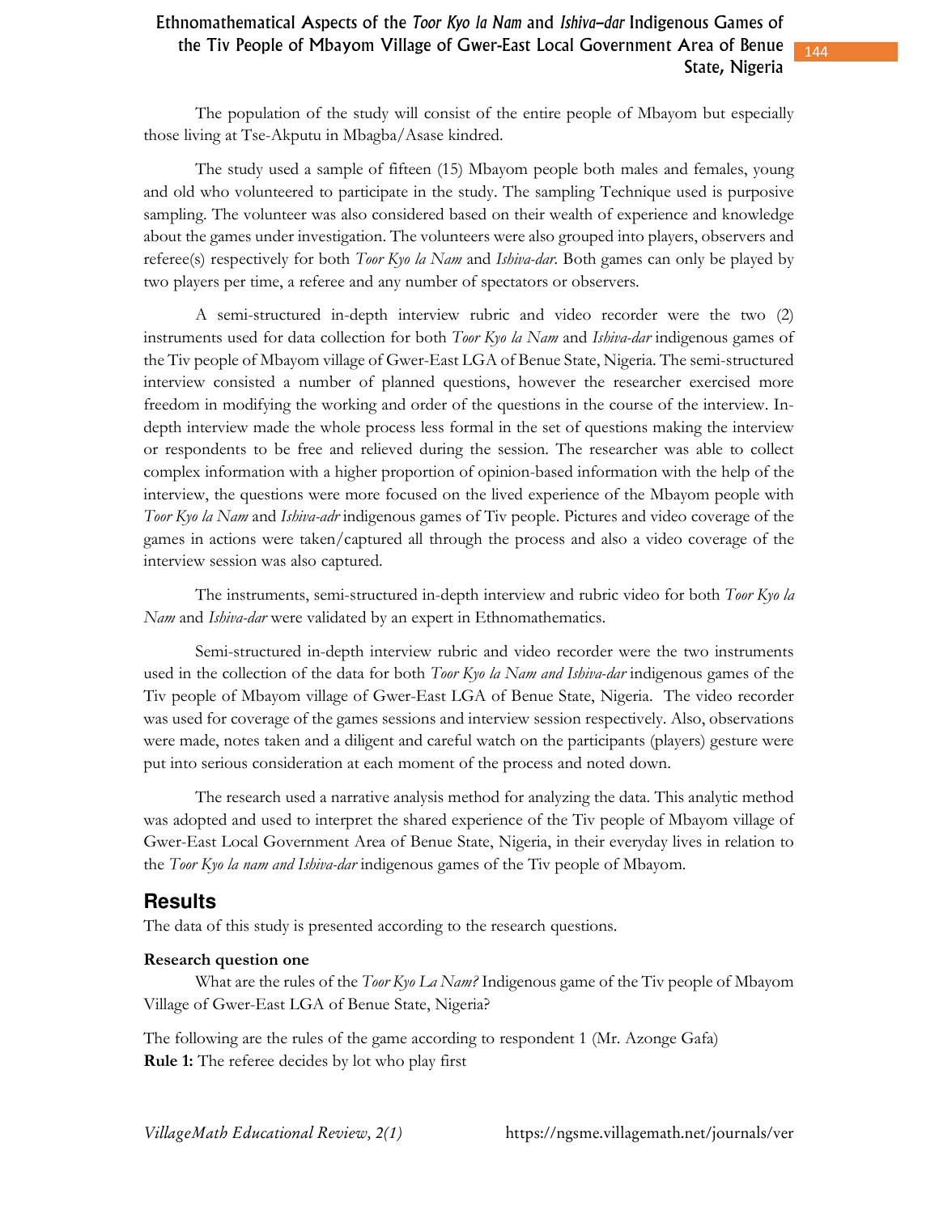The population of the study will consist of the entire people of Mbayom but especially those living at Tse-Akputu in Mbagba/Asase kindred.

The study used a sample of fifteen (15) Mbayom people both males and females, young and old who volunteered to participate in the study. The sampling Technique used is purposive sampling. The volunteer was also considered based on their wealth of experience and knowledge about the games under investigation. The volunteers were also grouped into players, observers and referee(s) respectively for both *Toor Kyo la Nam* and *Ishiva-dar*. Both games can only be played by two players per time, a referee and any number of spectators or observers.

A semi-structured in-depth interview rubric and video recorder were the two (2) instruments used for data collection for both *Toor Kyo la Nam* and *Ishiva-dar* indigenous games of the Tiv people of Mbayom village of Gwer-East LGA of Benue State, Nigeria. The semi-structured interview consisted a number of planned questions, however the researcher exercised more freedom in modifying the working and order of the questions in the course of the interview. In-depth interview made the whole process less formal in the set of questions making the interview or respondents to be free and relieved during the session. The researcher was able to collect complex information with a higher proportion of opinion-based information with the help of the interview, the questions were more focused on the lived experience of the Mbayom people with *Toor Kyo la Nam* and *Ishiva-adr* indigenous games of Tiv people. Pictures and video coverage of the games in actions were taken/captured all through the process and also a video coverage of the interview session was also captured.

The instruments, semi-structured in-depth interview and rubric video for both *Toor Kyo la Nam* and *Ishiva-dar* were validated by an expert in Ethnomathematics.

Semi-structured in-depth interview rubric and video recorder were the two instruments used in the collection of the data for both *Toor Kyo la Nam and Ishiva-dar* indigenous games of the Tiv people of Mbayom village of Gwer-East LGA of Benue State, Nigeria. The video recorder was used for coverage of the games sessions and interview session respectively. Also, observations were made, notes taken and a diligent and careful watch on the participants (players) gesture were put into serious consideration at each moment of the process and noted down.

The research used a narrative analysis method for analyzing the data. This analytic method was adopted and used to interpret the shared experience of the Tiv people of Mbayom village of Gwer-East Local Government Area of Benue State, Nigeria, in their everyday lives in relation to the *Toor Kyo la nam and Ishiva-dar* indigenous games of the Tiv people of Mbayom.

## Results

The data of this study is presented according to the research questions.

**Research question one**

What are the rules of the *Toor Kyo La Nam?* Indigenous game of the Tiv people of Mbayom Village of Gwer-East LGA of Benue State, Nigeria?

The following are the rules of the game according to respondent 1 (Mr. Azonge Gafa)
**Rule 1:** The referee decides by lot who play first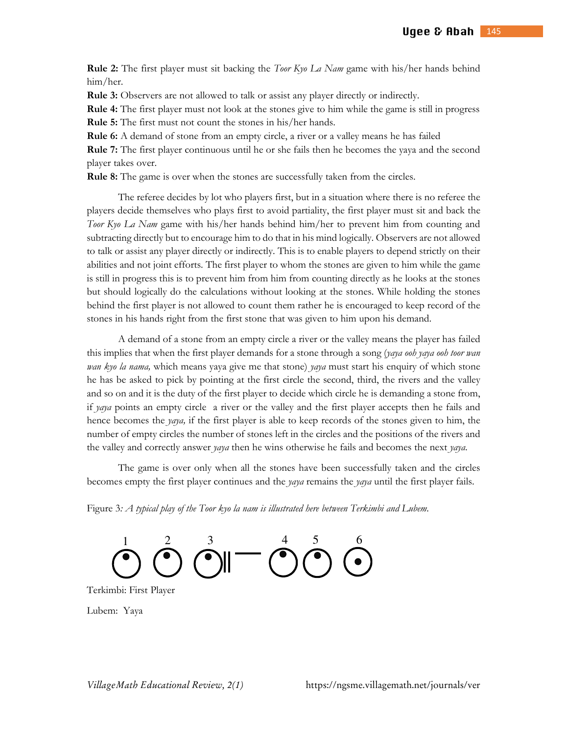**Rule 2:** The first player must sit backing the *Toor Kyo La Nam* game with his/her hands behind him/her.

**Rule 3:** Observers are not allowed to talk or assist any player directly or indirectly.

**Rule 4:** The first player must not look at the stones give to him while the game is still in progress

**Rule 5:** The first must not count the stones in his/her hands.

**Rule 6:** A demand of stone from an empty circle, a river or a valley means he has failed

**Rule 7:** The first player continuous until he or she fails then he becomes the yaya and the second player takes over.

**Rule 8:** The game is over when the stones are successfully taken from the circles.

The referee decides by lot who players first, but in a situation where there is no referee the players decide themselves who plays first to avoid partiality, the first player must sit and back the *Toor Kyo La Nam* game with his/her hands behind him/her to prevent him from counting and subtracting directly but to encourage him to do that in his mind logically. Observers are not allowed to talk or assist any player directly or indirectly. This is to enable players to depend strictly on their abilities and not joint efforts. The first player to whom the stones are given to him while the game is still in progress this is to prevent him from him from counting directly as he looks at the stones but should logically do the calculations without looking at the stones. While holding the stones behind the first player is not allowed to count them rather he is encouraged to keep record of the stones in his hands right from the first stone that was given to him upon his demand.

A demand of a stone from an empty circle a river or the valley means the player has failed this implies that when the first player demands for a stone through a song (*yaya ooh yaya ooh toor wan wan kyo la nama,* which means yaya give me that stone) *yaya* must start his enquiry of which stone he has be asked to pick by pointing at the first circle the second, third, the rivers and the valley and so on and it is the duty of the first player to decide which circle he is demanding a stone from, if *yaya* points an empty circle a river or the valley and the first player accepts then he fails and hence becomes the *yaya,* if the first player is able to keep records of the stones given to him, the number of empty circles the number of stones left in the circles and the positions of the rivers and the valley and correctly answer *yaya* then he wins otherwise he fails and becomes the next *yaya.*

The game is over only when all the stones have been successfully taken and the circles becomes empty the first player continues and the *yaya* remains the *yaya* until the first player fails.

Figure 3*: A typical play of the Toor kyo la nam is illustrated here between Terkimbi and Lubem.*

1 2 3 || — 4 5 6

Terkimbi: First Player

Lubem: Yaya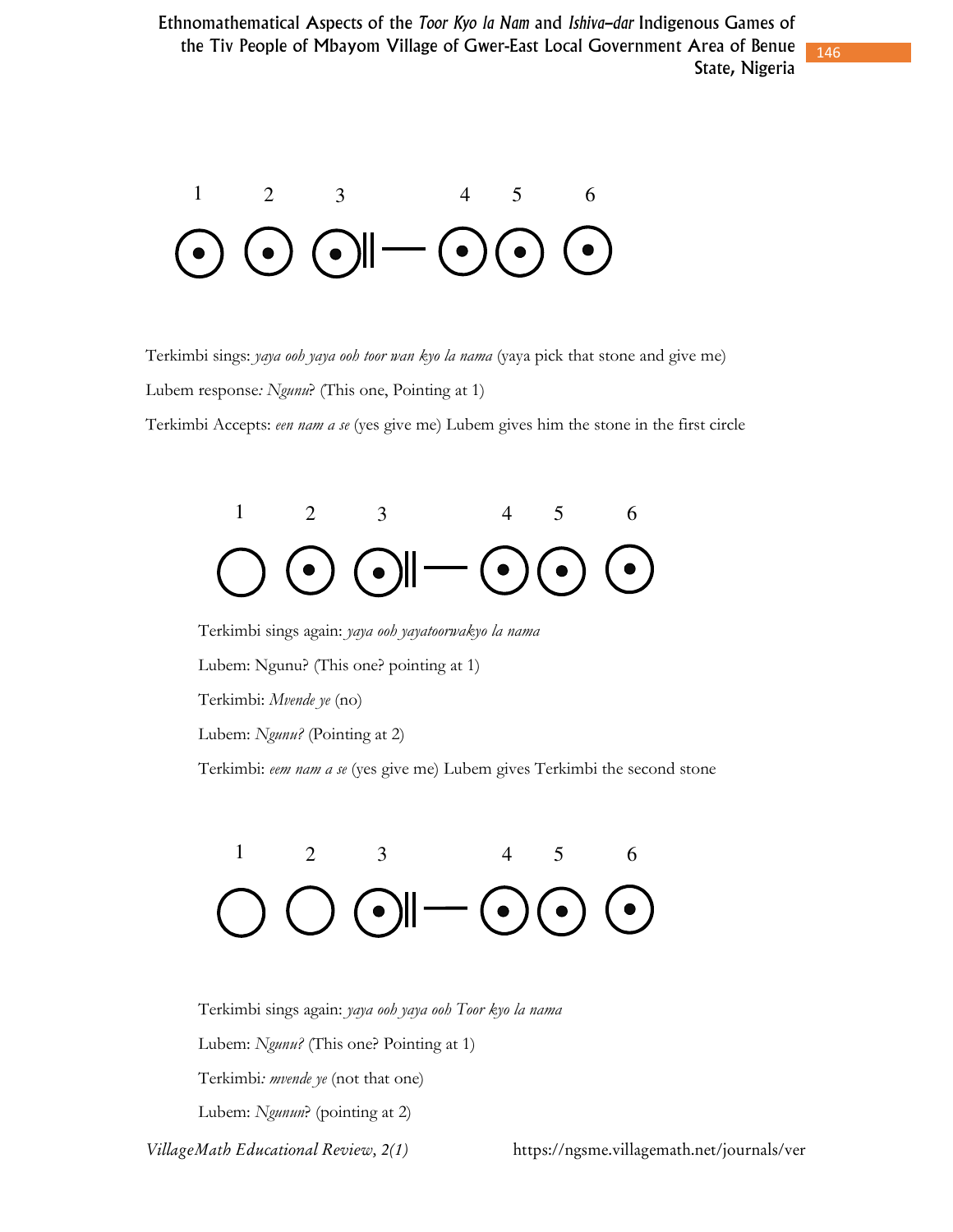Terkimbi sings: *yaya ooh yaya ooh toor wan kyo la nama* (yaya pick that stone and give me)

Lubem response*: Ngunu*? (This one, Pointing at 1)

Terkimbi Accepts: *een nam a se* (yes give me) Lubem gives him the stone in the first circle

Terkimbi sings again: *yaya ooh yayatoorwakyo la nama*

Lubem: Ngunu? (This one? pointing at 1)

Terkimbi: *Mvende ye* (no)

Lubem: *Ngunu?* (Pointing at 2)

Terkimbi: *eem nam a se* (yes give me) Lubem gives Terkimbi the second stone

Terkimbi sings again: *yaya ooh yaya ooh Toor kyo la nama*

Lubem: *Ngunu?* (This one? Pointing at 1)

Terkimbi*: mvende ye* (not that one)

Lubem: *Ngunun*? (pointing at 2)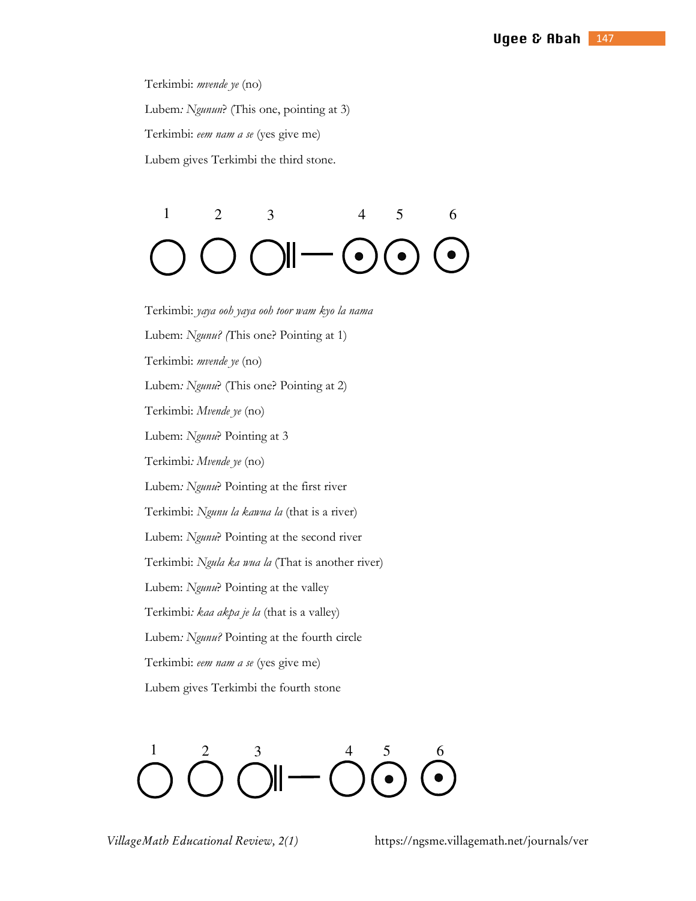Terkimbi: *mvende ye* (no)

Lubem*: Ngunun*? (This one, pointing at 3)

Terkimbi: *eem nam a se* (yes give me)

Lubem gives Terkimbi the third stone.

Terkimbi: *yaya ooh yaya ooh toor wam kyo la nama*

Lubem: *Ngunu? (*This one? Pointing at 1)

Terkimbi: *mvende ye* (no)

Lubem*: Ngunu*? (This one? Pointing at 2)

Terkimbi: *Mvende ye* (no)

Lubem: *Ngunu*? Pointing at 3

Terkimbi*: Mvende ye* (no)

Lubem*: Ngunu*? Pointing at the first river

Terkimbi: *Ngunu la kawua la* (that is a river)

Lubem: *Ngunu*? Pointing at the second river

Terkimbi: *Ngula ka wua la* (That is another river)

Lubem: *Ngunu*? Pointing at the valley

Terkimbi*: kaa akpa je la* (that is a valley)

Lubem*: Ngunu?* Pointing at the fourth circle

Terkimbi: *eem nam a se* (yes give me)

Lubem gives Terkimbi the fourth stone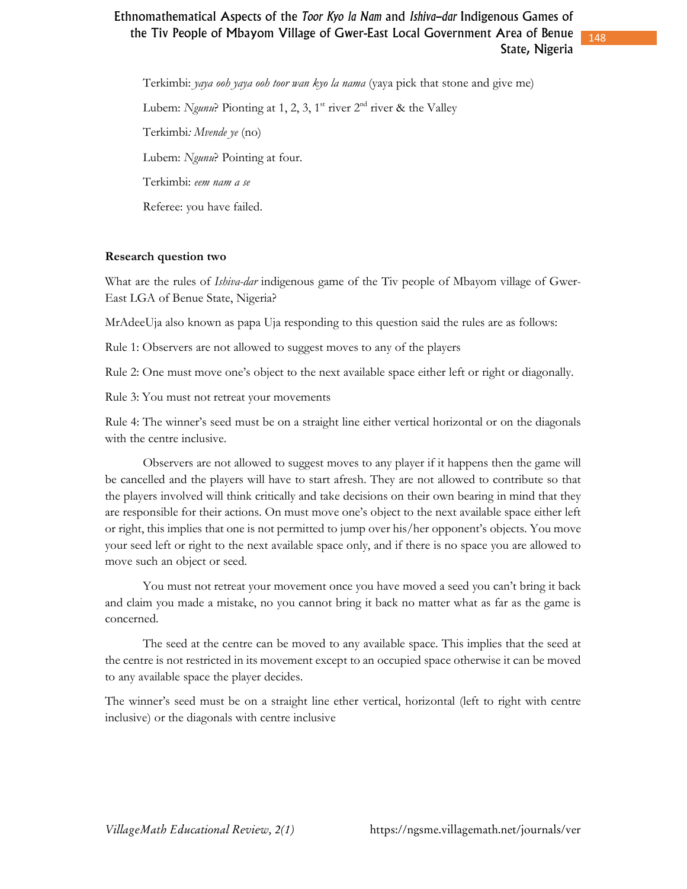Terkimbi: *yaya ooh yaya ooh toor wan kyo la nama* (yaya pick that stone and give me)

Lubem: *Ngunu*? Pionting at 1, 2, 3, 1st river 2nd river & the Valley

Terkimbi*: Mvende ye* (no)

Lubem: *Ngunu*? Pointing at four.

Terkimbi: *eem nam a se*

Referee: you have failed.

**Research question two**

What are the rules of *Ishiva-dar* indigenous game of the Tiv people of Mbayom village of Gwer-East LGA of Benue State, Nigeria?

MrAdeeUja also known as papa Uja responding to this question said the rules are as follows:

Rule 1: Observers are not allowed to suggest moves to any of the players

Rule 2: One must move one's object to the next available space either left or right or diagonally.

Rule 3: You must not retreat your movements

Rule 4: The winner's seed must be on a straight line either vertical horizontal or on the diagonals with the centre inclusive.

Observers are not allowed to suggest moves to any player if it happens then the game will be cancelled and the players will have to start afresh. They are not allowed to contribute so that the players involved will think critically and take decisions on their own bearing in mind that they are responsible for their actions. On must move one's object to the next available space either left or right, this implies that one is not permitted to jump over his/her opponent's objects. You move your seed left or right to the next available space only, and if there is no space you are allowed to move such an object or seed.

You must not retreat your movement once you have moved a seed you can't bring it back and claim you made a mistake, no you cannot bring it back no matter what as far as the game is concerned.

The seed at the centre can be moved to any available space. This implies that the seed at the centre is not restricted in its movement except to an occupied space otherwise it can be moved to any available space the player decides.

The winner's seed must be on a straight line ether vertical, horizontal (left to right with centre inclusive) or the diagonals with centre inclusive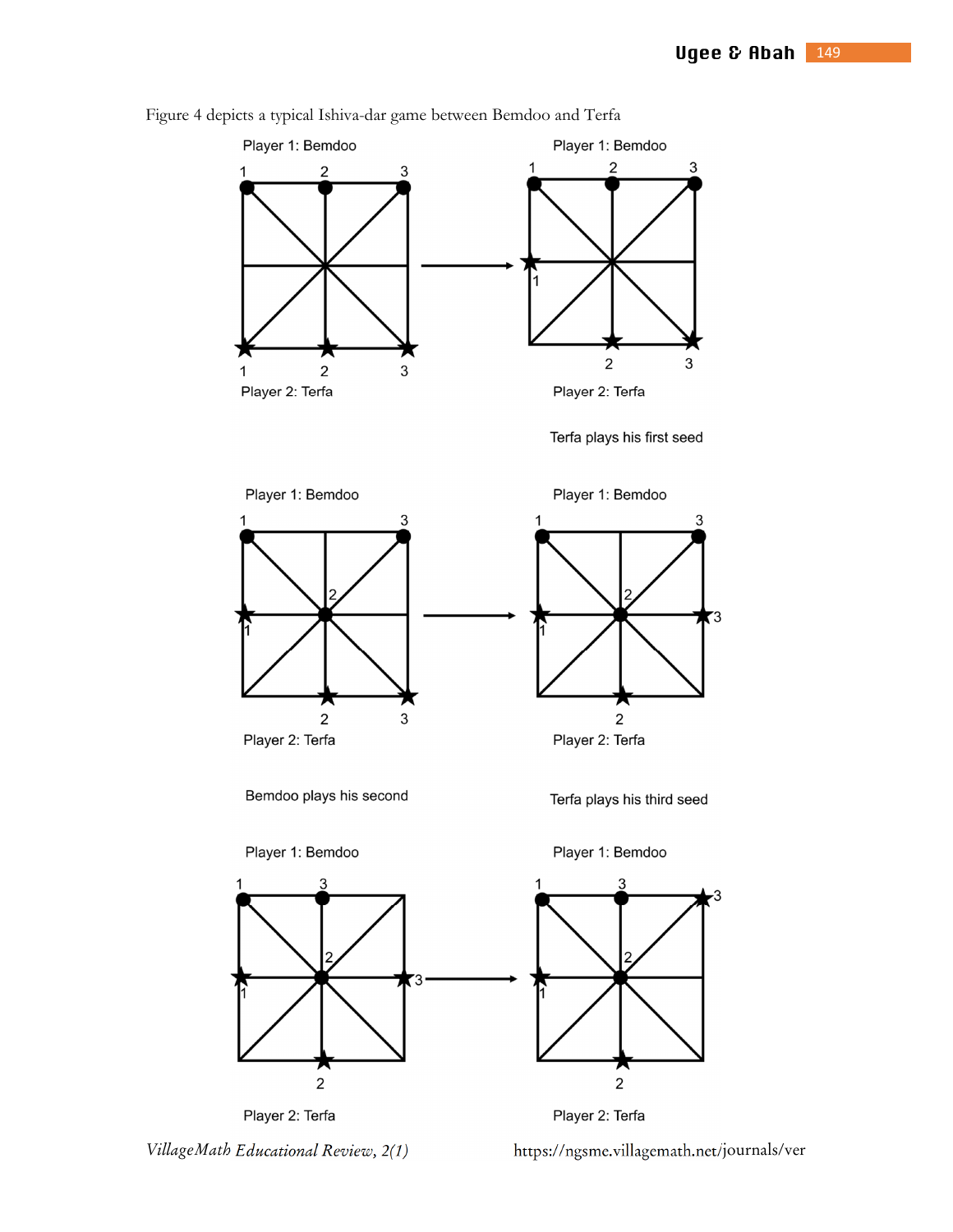Figure 4 depicts a typical Ishiva-dar game between Bemdoo and Terfa

Player 1: Bemdoo

Player 2: Terfa

Terfa plays his first seed

Bemdoo plays his second

Terfa plays his third seed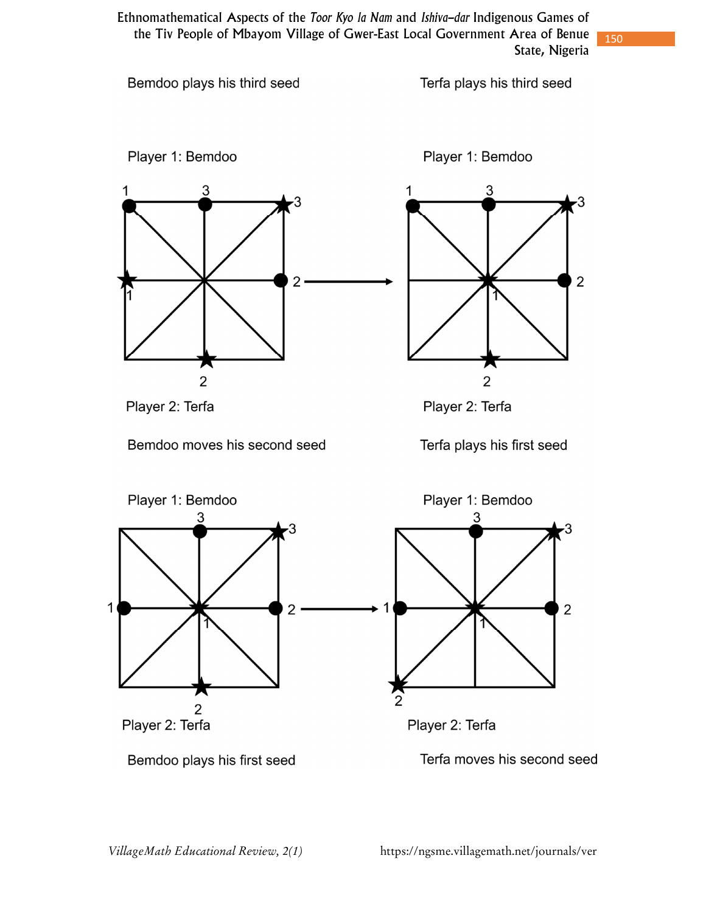Bemdoo plays his third seed

Terfa plays his third seed

Player 1: Bemdoo

Player 2: Terfa

Player 1: Bemdoo

Player 2: Terfa

Bemdoo moves his second seed

Terfa plays his first seed

Player 1: Bemdoo

Player 2: Terfa

Player 1: Bemdoo

Player 2: Terfa

Bemdoo plays his first seed

Terfa moves his second seed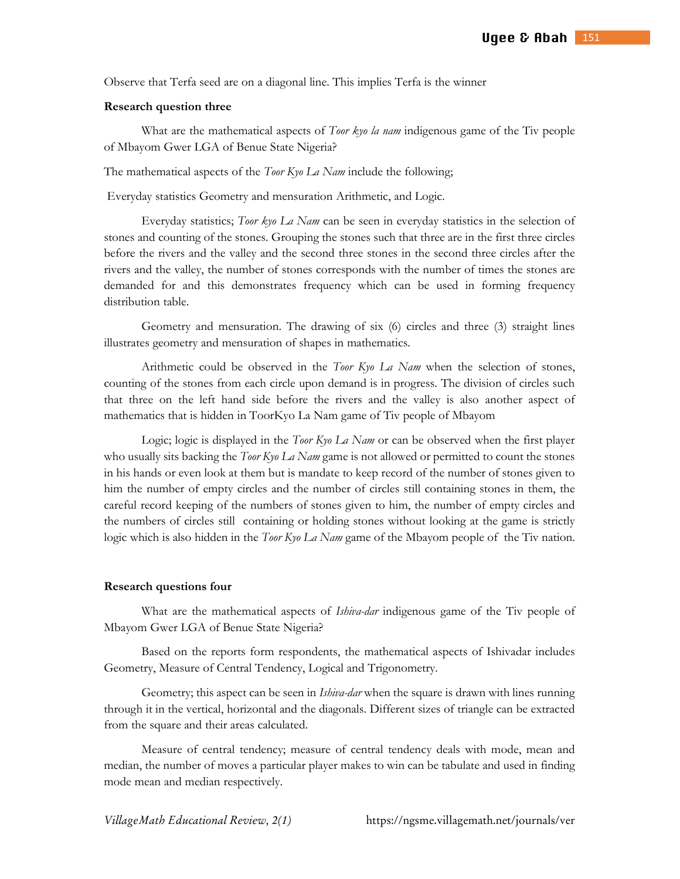Observe that Terfa seed are on a diagonal line. This implies Terfa is the winner

**Research question three**

What are the mathematical aspects of *Toor kyo la nam* indigenous game of the Tiv people of Mbayom Gwer LGA of Benue State Nigeria?

The mathematical aspects of the *Toor Kyo La Nam* include the following;

Everyday statistics Geometry and mensuration Arithmetic, and Logic.

Everyday statistics; *Toor kyo La Nam* can be seen in everyday statistics in the selection of stones and counting of the stones. Grouping the stones such that three are in the first three circles before the rivers and the valley and the second three stones in the second three circles after the rivers and the valley, the number of stones corresponds with the number of times the stones are demanded for and this demonstrates frequency which can be used in forming frequency distribution table.

Geometry and mensuration. The drawing of six (6) circles and three (3) straight lines illustrates geometry and mensuration of shapes in mathematics.

Arithmetic could be observed in the *Toor Kyo La Nam* when the selection of stones, counting of the stones from each circle upon demand is in progress. The division of circles such that three on the left hand side before the rivers and the valley is also another aspect of mathematics that is hidden in ToorKyo La Nam game of Tiv people of Mbayom

Logic; logic is displayed in the *Toor Kyo La Nam* or can be observed when the first player who usually sits backing the *Toor Kyo La Nam* game is not allowed or permitted to count the stones in his hands or even look at them but is mandate to keep record of the number of stones given to him the number of empty circles and the number of circles still containing stones in them, the careful record keeping of the numbers of stones given to him, the number of empty circles and the numbers of circles still containing or holding stones without looking at the game is strictly logic which is also hidden in the *Toor Kyo La Nam* game of the Mbayom people of the Tiv nation.

**Research questions four**

What are the mathematical aspects of *Ishiva-dar* indigenous game of the Tiv people of Mbayom Gwer LGA of Benue State Nigeria?

Based on the reports form respondents, the mathematical aspects of Ishivadar includes Geometry, Measure of Central Tendency, Logical and Trigonometry.

Geometry; this aspect can be seen in *Ishiva-dar* when the square is drawn with lines running through it in the vertical, horizontal and the diagonals. Different sizes of triangle can be extracted from the square and their areas calculated.

Measure of central tendency; measure of central tendency deals with mode, mean and median, the number of moves a particular player makes to win can be tabulate and used in finding mode mean and median respectively.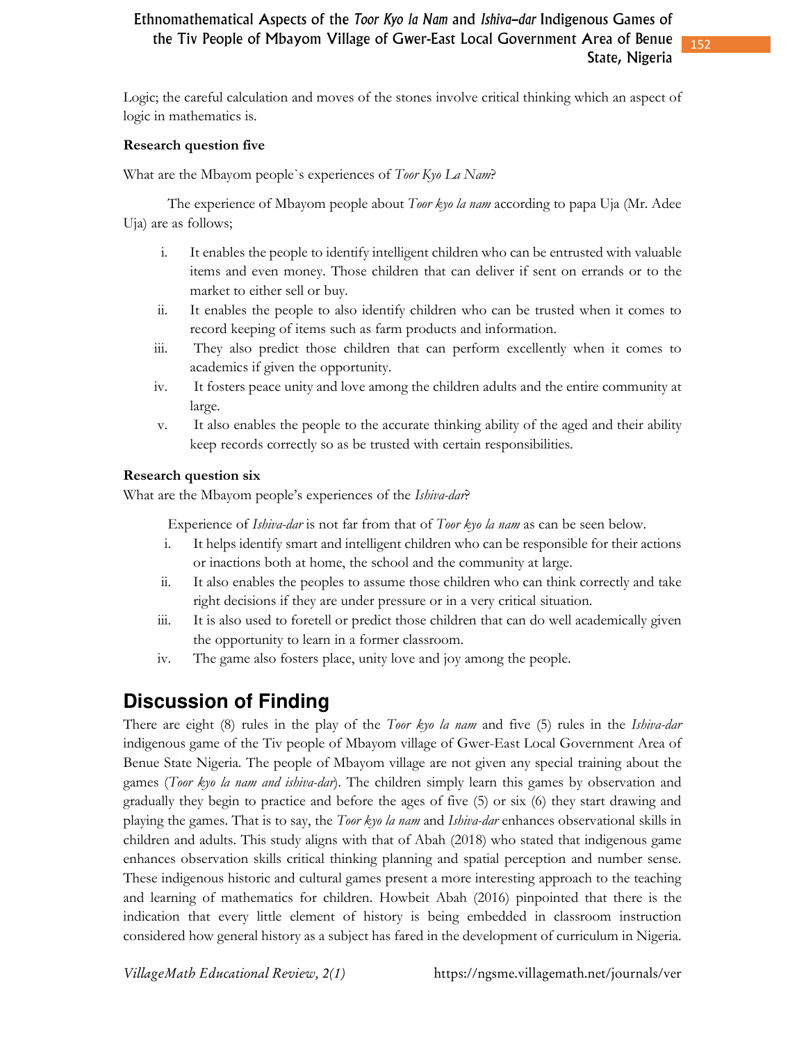Logic; the careful calculation and moves of the stones involve critical thinking which an aspect of logic in mathematics is.

**Research question five**

What are the Mbayom people`s experiences of *Toor Kyo La Nam*?

The experience of Mbayom people about *Toor kyo la nam* according to papa Uja (Mr. Adee Uja) are as follows;

i. It enables the people to identify intelligent children who can be entrusted with valuable items and even money. Those children that can deliver if sent on errands or to the market to either sell or buy.
ii. It enables the people to also identify children who can be trusted when it comes to record keeping of items such as farm products and information.
iii. They also predict those children that can perform excellently when it comes to academics if given the opportunity.
iv. It fosters peace unity and love among the children adults and the entire community at large.
v. It also enables the people to the accurate thinking ability of the aged and their ability keep records correctly so as be trusted with certain responsibilities.

**Research question six**

What are the Mbayom people's experiences of the *Ishiva-dar*?

Experience of *Ishiva-dar* is not far from that of *Toor kyo la nam* as can be seen below.

i. It helps identify smart and intelligent children who can be responsible for their actions or inactions both at home, the school and the community at large.
ii. It also enables the peoples to assume those children who can think correctly and take right decisions if they are under pressure or in a very critical situation.
iii. It is also used to foretell or predict those children that can do well academically given the opportunity to learn in a former classroom.
iv. The game also fosters place, unity love and joy among the people.

## Discussion of Finding

There are eight (8) rules in the play of the *Toor kyo la nam* and five (5) rules in the *Ishiva-dar* indigenous game of the Tiv people of Mbayom village of Gwer-East Local Government Area of Benue State Nigeria. The people of Mbayom village are not given any special training about the games (*Toor kyo la nam and ishiva-dar*). The children simply learn this games by observation and gradually they begin to practice and before the ages of five (5) or six (6) they start drawing and playing the games. That is to say, the *Toor kyo la nam* and *Ishiva-dar* enhances observational skills in children and adults. This study aligns with that of Abah (2018) who stated that indigenous game enhances observation skills critical thinking planning and spatial perception and number sense. These indigenous historic and cultural games present a more interesting approach to the teaching and learning of mathematics for children. Howbeit Abah (2016) pinpointed that there is the indication that every little element of history is being embedded in classroom instruction considered how general history as a subject has fared in the development of curriculum in Nigeria.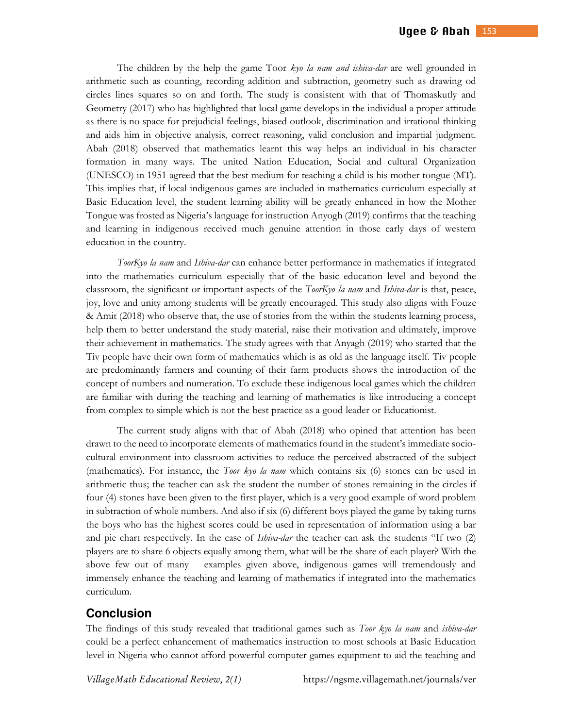The children by the help the game Toor *kyo la nam and ishiva-dar* are well grounded in arithmetic such as counting, recording addition and subtraction, geometry such as drawing od circles lines squares so on and forth. The study is consistent with that of Thomaskutly and Geometry (2017) who has highlighted that local game develops in the individual a proper attitude as there is no space for prejudicial feelings, biased outlook, discrimination and irrational thinking and aids him in objective analysis, correct reasoning, valid conclusion and impartial judgment. Abah (2018) observed that mathematics learnt this way helps an individual in his character formation in many ways. The united Nation Education, Social and cultural Organization (UNESCO) in 1951 agreed that the best medium for teaching a child is his mother tongue (MT). This implies that, if local indigenous games are included in mathematics curriculum especially at Basic Education level, the student learning ability will be greatly enhanced in how the Mother Tongue was frosted as Nigeria's language for instruction Anyogh (2019) confirms that the teaching and learning in indigenous received much genuine attention in those early days of western education in the country.

*TоorKyo la nam* and *Ishiva-dar* can enhance better performance in mathematics if integrated into the mathematics curriculum especially that of the basic education level and beyond the classroom, the significant or important aspects of the *TоorKyo la nam* and *Ishiva-dar* is that, peace, joy, love and unity among students will be greatly encouraged. This study also aligns with Fouze & Amit (2018) who observe that, the use of stories from the within the students learning process, help them to better understand the study material, raise their motivation and ultimately, improve their achievement in mathematics. The study agrees with that Anyagh (2019) who started that the Tiv people have their own form of mathematics which is as old as the language itself. Tiv people are predominantly farmers and counting of their farm products shows the introduction of the concept of numbers and numeration. To exclude these indigenous local games which the children are familiar with during the teaching and learning of mathematics is like introducing a concept from complex to simple which is not the best practice as a good leader or Educationist.

The current study aligns with that of Abah (2018) who opined that attention has been drawn to the need to incorporate elements of mathematics found in the student's immediate socio-cultural environment into classroom activities to reduce the perceived abstracted of the subject (mathematics). For instance, the *Toor kyo la nam* which contains six (6) stones can be used in arithmetic thus; the teacher can ask the student the number of stones remaining in the circles if four (4) stones have been given to the first player, which is a very good example of word problem in subtraction of whole numbers. And also if six (6) different boys played the game by taking turns the boys who has the highest scores could be used in representation of information using a bar and pie chart respectively. In the case of *Ishiva-dar* the teacher can ask the students "If two (2) players are to share 6 objects equally among them, what will be the share of each player? With the above few out of many examples given above, indigenous games will tremendously and immensely enhance the teaching and learning of mathematics if integrated into the mathematics curriculum.

## Conclusion

The findings of this study revealed that traditional games such as *Toor kyo la nam* and *ishiva-dar* could be a perfect enhancement of mathematics instruction to most schools at Basic Education level in Nigeria who cannot afford powerful computer games equipment to aid the teaching and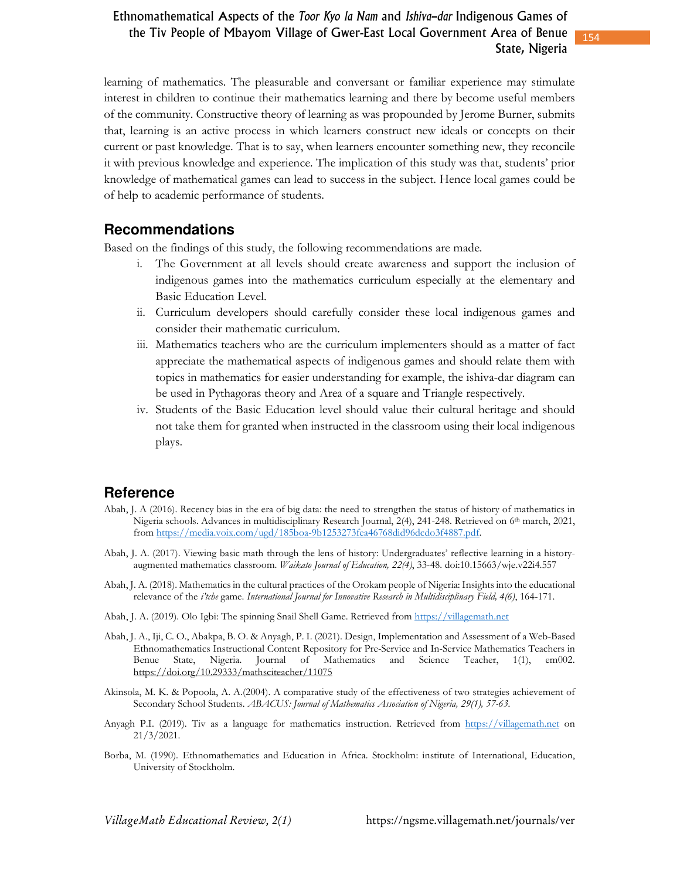learning of mathematics. The pleasurable and conversant or familiar experience may stimulate interest in children to continue their mathematics learning and there by become useful members of the community. Constructive theory of learning as was propounded by Jerome Burner, submits that, learning is an active process in which learners construct new ideals or concepts on their current or past knowledge. That is to say, when learners encounter something new, they reconcile it with previous knowledge and experience. The implication of this study was that, students' prior knowledge of mathematical games can lead to success in the subject. Hence local games could be of help to academic performance of students.

## Recommendations

Based on the findings of this study, the following recommendations are made.

i. The Government at all levels should create awareness and support the inclusion of indigenous games into the mathematics curriculum especially at the elementary and Basic Education Level.
ii. Curriculum developers should carefully consider these local indigenous games and consider their mathematic curriculum.
iii. Mathematics teachers who are the curriculum implementers should as a matter of fact appreciate the mathematical aspects of indigenous games and should relate them with topics in mathematics for easier understanding for example, the ishiva-dar diagram can be used in Pythagoras theory and Area of a square and Triangle respectively.
iv. Students of the Basic Education level should value their cultural heritage and should not take them for granted when instructed in the classroom using their local indigenous plays.

## Reference

Abah, J. A (2016). Recency bias in the era of big data: the need to strengthen the status of history of mathematics in Nigeria schools. Advances in multidisciplinary Research Journal, 2(4), 241-248. Retrieved on 6th march, 2021, from https://media.voix.com/ugd/185boa-9b1253273fea46768did96dcdo3f4887.pdf.

Abah, J. A. (2017). Viewing basic math through the lens of history: Undergraduates' reflective learning in a history-augmented mathematics classroom. *Waikato Journal of Education, 22(4)*, 33-48. doi:10.15663/wje.v22i4.557

Abah, J. A. (2018). Mathematics in the cultural practices of the Orokam people of Nigeria: Insights into the educational relevance of the *i'tche* game. *International Journal for Innovative Research in Multidisciplinary Field, 4(6)*, 164-171.

Abah, J. A. (2019). Olo Igbi: The spinning Snail Shell Game. Retrieved from https://villagemath.net

Abah, J. A., Iji, C. O., Abakpa, B. O. & Anyagh, P. I. (2021). Design, Implementation and Assessment of a Web-Based Ethnomathematics Instructional Content Repository for Pre-Service and In-Service Mathematics Teachers in Benue State, Nigeria. Journal of Mathematics and Science Teacher, 1(1), em002. https://doi.org/10.29333/mathsciteacher/11075

Akinsola, M. K. & Popoola, A. A.(2004). A comparative study of the effectiveness of two strategies achievement of Secondary School Students. *ABACUS: Journal of Mathematics Association of Nigeria, 29(1), 57-63.*

Anyagh P.I. (2019). Tiv as a language for mathematics instruction. Retrieved from https://villagemath.net on 21/3/2021.

Borba, M. (1990). Ethnomathematics and Education in Africa. Stockholm: institute of International, Education, University of Stockholm.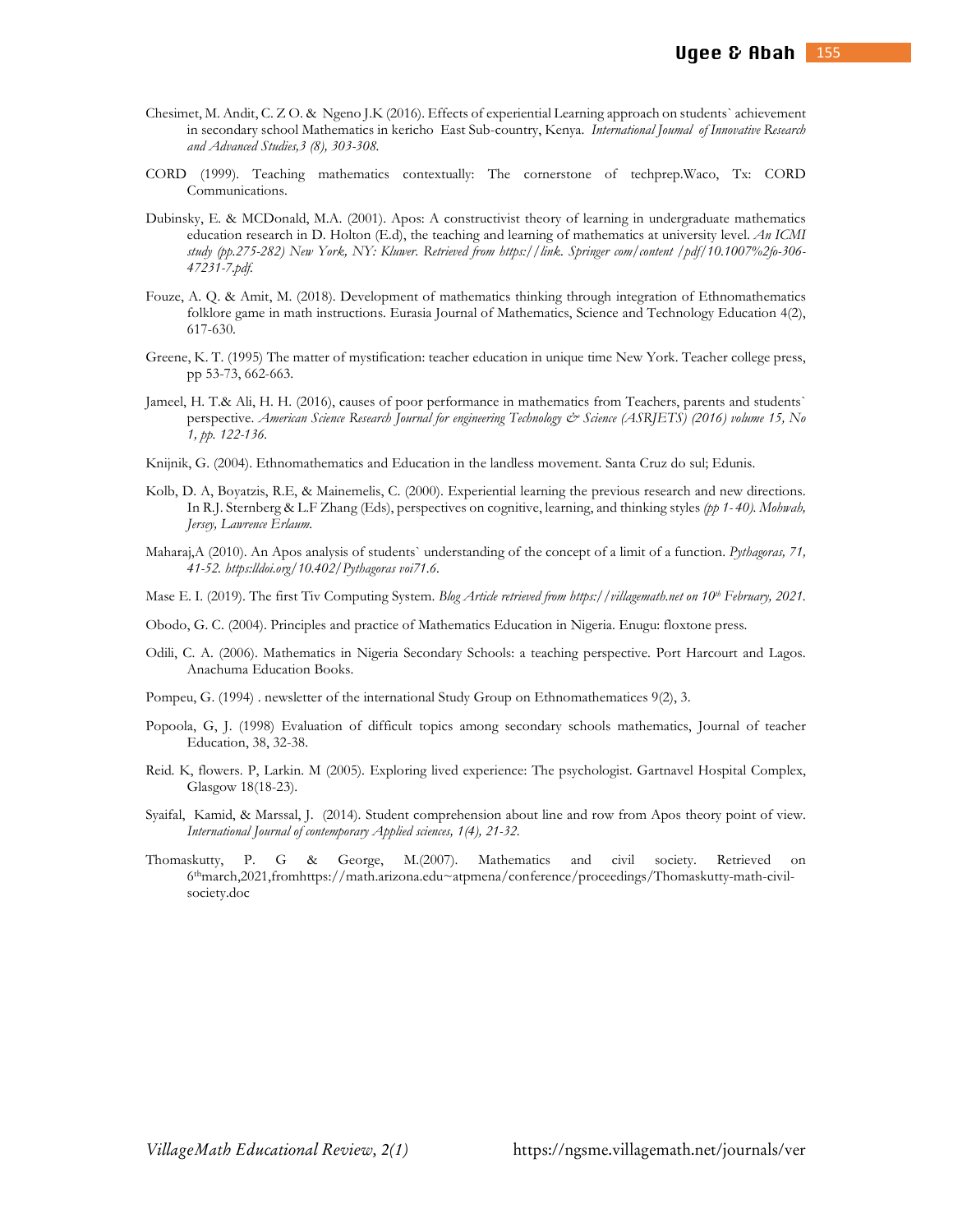Chesimet, M. Andit, C. Z O. & Ngeno J.K (2016). Effects of experiential Learning approach on students` achievement in secondary school Mathematics in kericho East Sub-country, Kenya. *International Joumal of Innovative Research and Advanced Studies,3 (8), 303-308.*

CORD (1999). Teaching mathematics contextually: The cornerstone of techprep.Waco, Tx: CORD Communications.

Dubinsky, E. & MCDonald, M.A. (2001). Apos: A constructivist theory of learning in undergraduate mathematics education research in D. Holton (E.d), the teaching and learning of mathematics at university level. *An ICMI study (pp.275-282) New York, NY: Kluwer. Retrieved from https://link. Springer com/content /pdf/10.1007%2fo-306-47231-7.pdf.*

Fouze, A. Q. & Amit, M. (2018). Development of mathematics thinking through integration of Ethnomathematics folklore game in math instructions. Eurasia Journal of Mathematics, Science and Technology Education 4(2), 617-630.

Greene, K. T. (1995) The matter of mystification: teacher education in unique time New York. Teacher college press, pp 53-73, 662-663.

Jameel, H. T.& Ali, H. H. (2016), causes of poor performance in mathematics from Teachers, parents and students` perspective. *American Science Research Journal for engineering Technology & Science (ASRJETS) (2016) volume 15, No 1, pp. 122-136.*

Knijnik, G. (2004). Ethnomathematics and Education in the landless movement. Santa Cruz do sul; Edunis.

Kolb, D. A, Boyatzis, R.E, & Mainemelis, C. (2000). Experiential learning the previous research and new directions. In R.J. Sternberg & L.F Zhang (Eds), perspectives on cognitive, learning, and thinking styles *(pp 1-40). Mohwah, Jersey, Lawrence Erlaum.*

Maharaj,A (2010). An Apos analysis of students` understanding of the concept of a limit of a function. *Pythagoras, 71, 41-52. https:lldoi.org/10.402/Pythagoras voi71.6.*

Mase E. I. (2019). The first Tiv Computing System. *Blog Article retrieved from https://villagemath.net on 10th February, 2021.*

Obodo, G. C. (2004). Principles and practice of Mathematics Education in Nigeria. Enugu: floxtone press.

Odili, C. A. (2006). Mathematics in Nigeria Secondary Schools: a teaching perspective. Port Harcourt and Lagos. Anachuma Education Books.

Pompeu, G. (1994) . newsletter of the international Study Group on Ethnomathematices 9(2), 3.

Popoola, G, J. (1998) Evaluation of difficult topics among secondary schools mathematics, Journal of teacher Education, 38, 32-38.

Reid. K, flowers. P, Larkin. M (2005). Exploring lived experience: The psychologist. Gartnavel Hospital Complex, Glasgow 18(18-23).

Syaifal, Kamid, & Marssal, J. (2014). Student comprehension about line and row from Apos theory point of view. *International Journal of contemporary Applied sciences, 1(4), 21-32.*

Thomaskutty, P. G & George, M.(2007). Mathematics and civil society. Retrieved on 6thmarch,2021,fromhttps://math.arizona.edu~atpmena/conference/proceedings/Thomaskutty-math-civil-society.doc